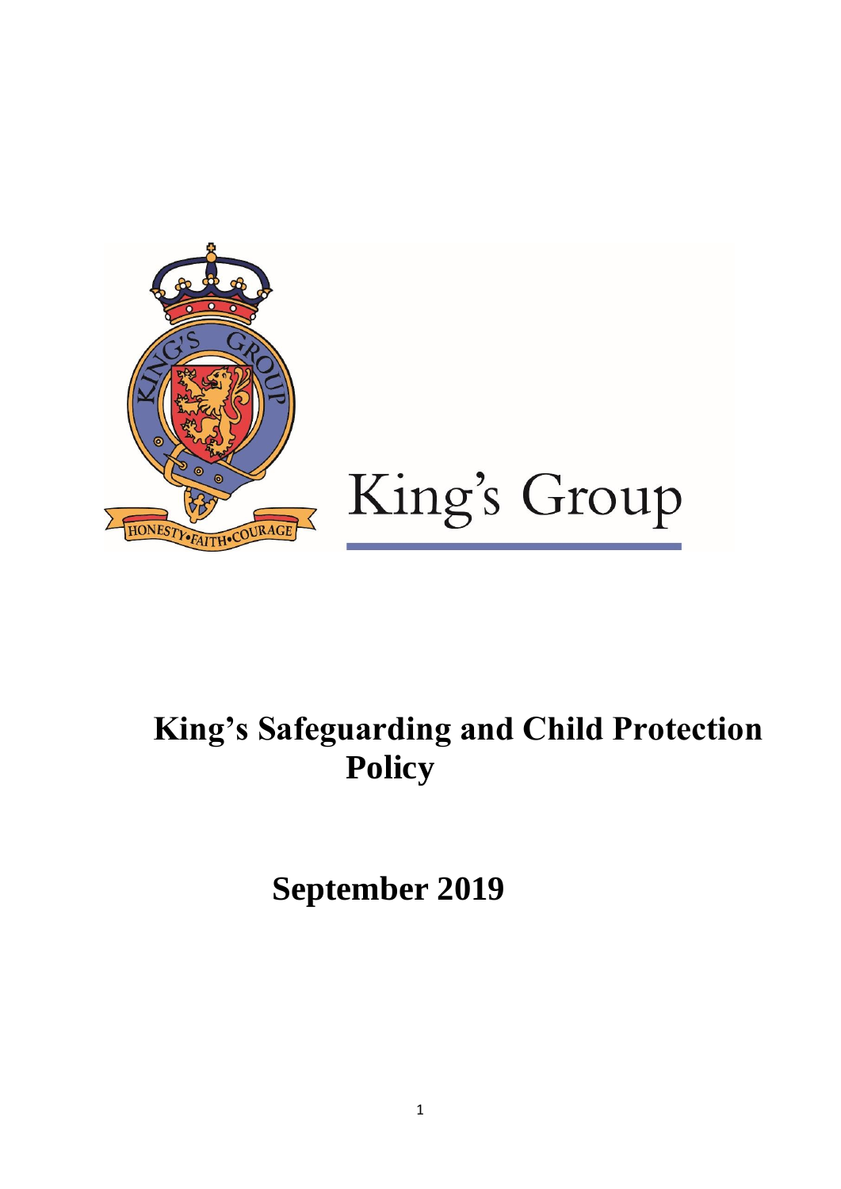King's Group

# King's Safeguarding and Child Protection Policy

## September 2019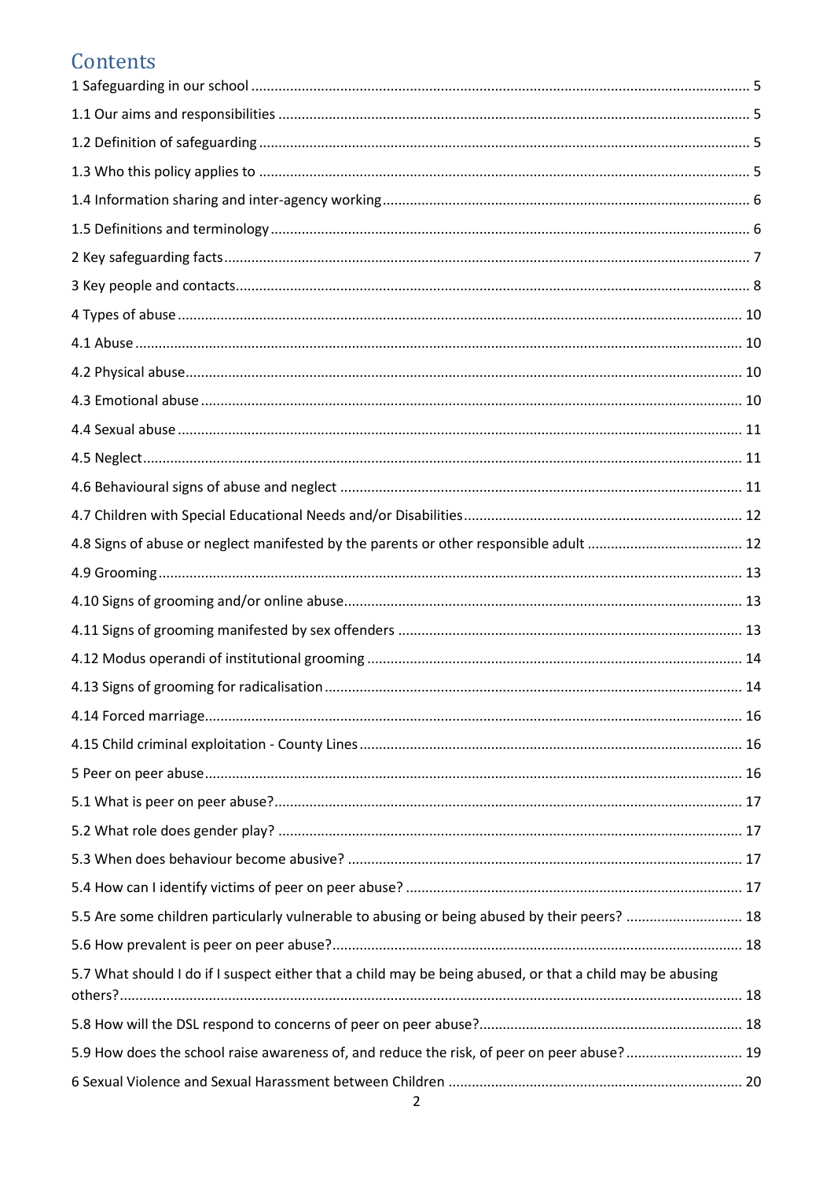# Contents

1 Safeguarding in our school ........ 5
1.1 Our aims and responsibilities ........ 5
1.2 Definition of safeguarding ........ 5
1.3 Who this policy applies to ........ 5
1.4 Information sharing and inter-agency working ........ 6
1.5 Definitions and terminology ........ 6
2 Key safeguarding facts ........ 7
3 Key people and contacts ........ 8
4 Types of abuse ........ 10
4.1 Abuse ........ 10
4.2 Physical abuse ........ 10
4.3 Emotional abuse ........ 10
4.4 Sexual abuse ........ 11
4.5 Neglect ........ 11
4.6 Behavioural signs of abuse and neglect ........ 11
4.7 Children with Special Educational Needs and/or Disabilities ........ 12
4.8 Signs of abuse or neglect manifested by the parents or other responsible adult ........ 12
4.9 Grooming ........ 13
4.10 Signs of grooming and/or online abuse ........ 13
4.11 Signs of grooming manifested by sex offenders ........ 13
4.12 Modus operandi of institutional grooming ........ 14
4.13 Signs of grooming for radicalisation ........ 14
4.14 Forced marriage ........ 16
4.15 Child criminal exploitation - County Lines ........ 16
5 Peer on peer abuse ........ 16
5.1 What is peer on peer abuse? ........ 17
5.2 What role does gender play? ........ 17
5.3 When does behaviour become abusive? ........ 17
5.4 How can I identify victims of peer on peer abuse? ........ 17
5.5 Are some children particularly vulnerable to abusing or being abused by their peers? ........ 18
5.6 How prevalent is peer on peer abuse? ........ 18
5.7 What should I do if I suspect either that a child may be being abused, or that a child may be abusing others? ........ 18
5.8 How will the DSL respond to concerns of peer on peer abuse? ........ 18
5.9 How does the school raise awareness of, and reduce the risk, of peer on peer abuse? ........ 19
6 Sexual Violence and Sexual Harassment between Children ........ 20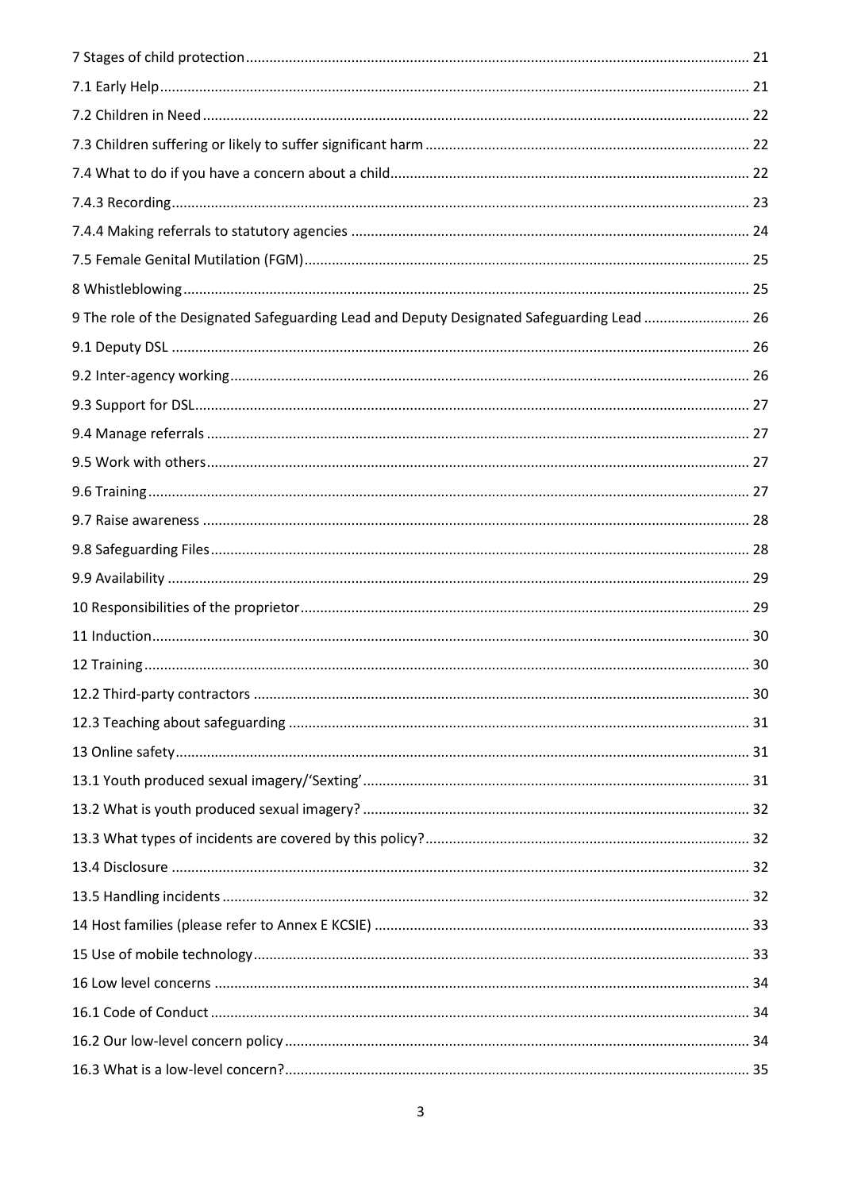7 Stages of child protection ............................................................................................................ 21

7.1 Early Help ................................................................................................................................ 21

7.2 Children in Need ..................................................................................................................... 22

7.3 Children suffering or likely to suffer significant harm ............................................................. 22

7.4 What to do if you have a concern about a child ...................................................................... 22

7.4.3 Recording ............................................................................................................................. 23

7.4.4 Making referrals to statutory agencies .................................................................................. 24

7.5 Female Genital Mutilation (FGM) ............................................................................................ 25

8 Whistleblowing ............................................................................................................................ 25

9 The role of the Designated Safeguarding Lead and Deputy Designated Safeguarding Lead ........... 26

9.1 Deputy DSL ............................................................................................................................. 26

9.2 Inter-agency working .............................................................................................................. 26

9.3 Support for DSL ....................................................................................................................... 27

9.4 Manage referrals ..................................................................................................................... 27

9.5 Work with others ..................................................................................................................... 27

9.6 Training ................................................................................................................................... 27

9.7 Raise awareness ...................................................................................................................... 28

9.8 Safeguarding Files ................................................................................................................... 28

9.9 Availability .............................................................................................................................. 29

10 Responsibilities of the proprietor ............................................................................................... 29

11 Induction .................................................................................................................................... 30

12 Training ...................................................................................................................................... 30

12.2 Third-party contractors ......................................................................................................... 30

12.3 Teaching about safeguarding ................................................................................................ 31

13 Online safety .............................................................................................................................. 31

13.1 Youth produced sexual imagery/'Sexting' ............................................................................. 31

13.2 What is youth produced sexual imagery? .............................................................................. 32

13.3 What types of incidents are covered by this policy? .............................................................. 32

13.4 Disclosure ............................................................................................................................. 32

13.5 Handling incidents ................................................................................................................ 32

14 Host families (please refer to Annex E KCSIE) ........................................................................... 33

15 Use of mobile technology .......................................................................................................... 33

16 Low level concerns .................................................................................................................... 34

16.1 Code of Conduct ................................................................................................................... 34

16.2 Our low-level concern policy ................................................................................................. 34

16.3 What is a low-level concern? ................................................................................................. 35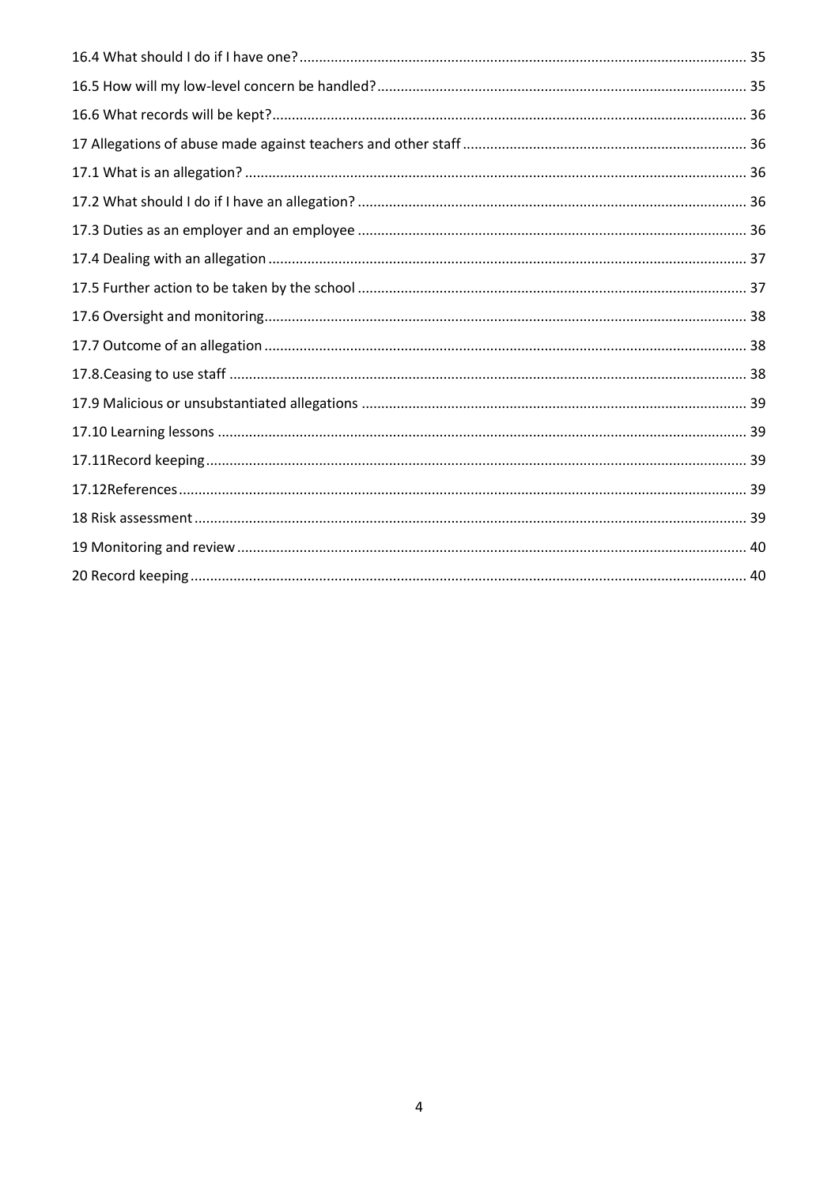16.4 What should I do if I have one? ........ 35

16.5 How will my low-level concern be handled? ........ 35

16.6 What records will be kept? ........ 36

17 Allegations of abuse made against teachers and other staff ........ 36

17.1 What is an allegation? ........ 36

17.2 What should I do if I have an allegation? ........ 36

17.3 Duties as an employer and an employee ........ 36

17.4 Dealing with an allegation ........ 37

17.5 Further action to be taken by the school ........ 37

17.6 Oversight and monitoring ........ 38

17.7 Outcome of an allegation ........ 38

17.8.Ceasing to use staff ........ 38

17.9 Malicious or unsubstantiated allegations ........ 39

17.10 Learning lessons ........ 39

17.11Record keeping ........ 39

17.12References ........ 39

18 Risk assessment ........ 39

19 Monitoring and review ........ 40

20 Record keeping ........ 40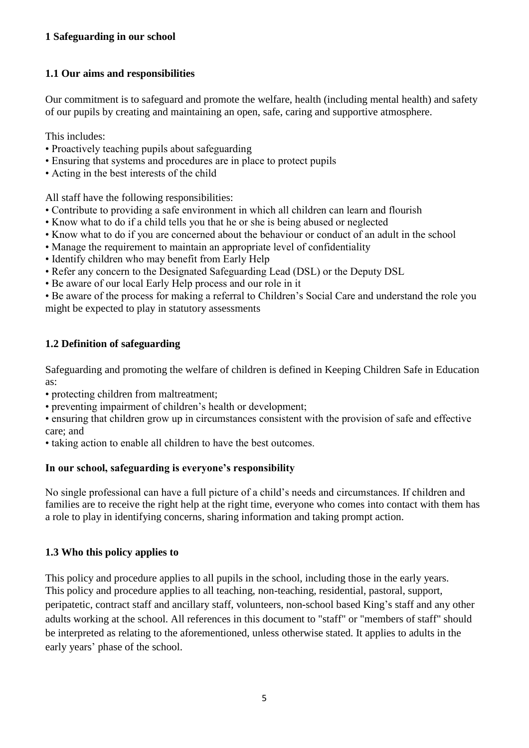# 1 Safeguarding in our school

## 1.1 Our aims and responsibilities

Our commitment is to safeguard and promote the welfare, health (including mental health) and safety of our pupils by creating and maintaining an open, safe, caring and supportive atmosphere.

This includes:

- Proactively teaching pupils about safeguarding
- Ensuring that systems and procedures are in place to protect pupils
- Acting in the best interests of the child

All staff have the following responsibilities:

- Contribute to providing a safe environment in which all children can learn and flourish
- Know what to do if a child tells you that he or she is being abused or neglected
- Know what to do if you are concerned about the behaviour or conduct of an adult in the school
- Manage the requirement to maintain an appropriate level of confidentiality
- Identify children who may benefit from Early Help
- Refer any concern to the Designated Safeguarding Lead (DSL) or the Deputy DSL
- Be aware of our local Early Help process and our role in it
- Be aware of the process for making a referral to Children's Social Care and understand the role you might be expected to play in statutory assessments

## 1.2 Definition of safeguarding

Safeguarding and promoting the welfare of children is defined in Keeping Children Safe in Education as:

- protecting children from maltreatment;
- preventing impairment of children's health or development;
- ensuring that children grow up in circumstances consistent with the provision of safe and effective care; and
- taking action to enable all children to have the best outcomes.

**In our school, safeguarding is everyone's responsibility**

No single professional can have a full picture of a child's needs and circumstances. If children and families are to receive the right help at the right time, everyone who comes into contact with them has a role to play in identifying concerns, sharing information and taking prompt action.

## 1.3 Who this policy applies to

This policy and procedure applies to all pupils in the school, including those in the early years. This policy and procedure applies to all teaching, non-teaching, residential, pastoral, support, peripatetic, contract staff and ancillary staff, volunteers, non-school based King's staff and any other adults working at the school. All references in this document to "staff" or "members of staff" should be interpreted as relating to the aforementioned, unless otherwise stated. It applies to adults in the early years' phase of the school.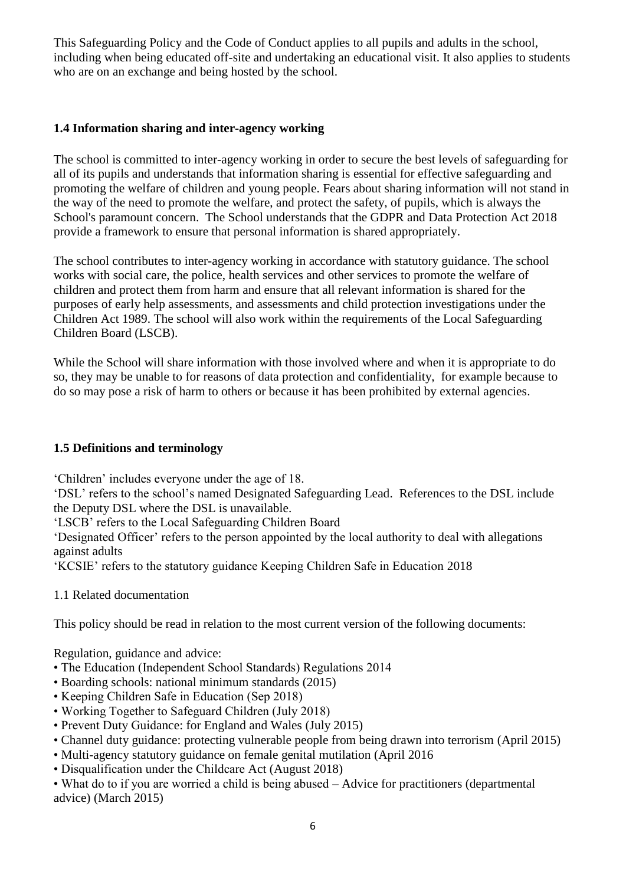This Safeguarding Policy and the Code of Conduct applies to all pupils and adults in the school, including when being educated off-site and undertaking an educational visit. It also applies to students who are on an exchange and being hosted by the school.

### 1.4 Information sharing and inter-agency working

The school is committed to inter-agency working in order to secure the best levels of safeguarding for all of its pupils and understands that information sharing is essential for effective safeguarding and promoting the welfare of children and young people. Fears about sharing information will not stand in the way of the need to promote the welfare, and protect the safety, of pupils, which is always the School's paramount concern. The School understands that the GDPR and Data Protection Act 2018 provide a framework to ensure that personal information is shared appropriately.

The school contributes to inter-agency working in accordance with statutory guidance. The school works with social care, the police, health services and other services to promote the welfare of children and protect them from harm and ensure that all relevant information is shared for the purposes of early help assessments, and assessments and child protection investigations under the Children Act 1989. The school will also work within the requirements of the Local Safeguarding Children Board (LSCB).

While the School will share information with those involved where and when it is appropriate to do so, they may be unable to for reasons of data protection and confidentiality, for example because to do so may pose a risk of harm to others or because it has been prohibited by external agencies.

### 1.5 Definitions and terminology

'Children' includes everyone under the age of 18.
'DSL' refers to the school's named Designated Safeguarding Lead. References to the DSL include the Deputy DSL where the DSL is unavailable.
'LSCB' refers to the Local Safeguarding Children Board
'Designated Officer' refers to the person appointed by the local authority to deal with allegations against adults
'KCSIE' refers to the statutory guidance Keeping Children Safe in Education 2018

1.1 Related documentation

This policy should be read in relation to the most current version of the following documents:

Regulation, guidance and advice:

- The Education (Independent School Standards) Regulations 2014
- Boarding schools: national minimum standards (2015)
- Keeping Children Safe in Education (Sep 2018)
- Working Together to Safeguard Children (July 2018)
- Prevent Duty Guidance: for England and Wales (July 2015)
- Channel duty guidance: protecting vulnerable people from being drawn into terrorism (April 2015)
- Multi-agency statutory guidance on female genital mutilation (April 2016
- Disqualification under the Childcare Act (August 2018)
- What do to if you are worried a child is being abused – Advice for practitioners (departmental advice) (March 2015)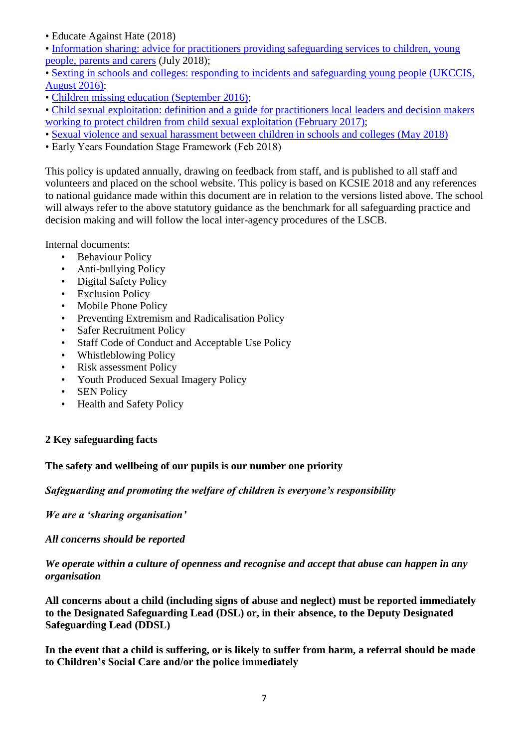- Educate Against Hate (2018)
- Information sharing: advice for practitioners providing safeguarding services to children, young people, parents and carers (July 2018);
- Sexting in schools and colleges: responding to incidents and safeguarding young people (UKCCIS, August 2016);
- Children missing education (September 2016);
- Child sexual exploitation: definition and a guide for practitioners local leaders and decision makers working to protect children from child sexual exploitation (February 2017);
- Sexual violence and sexual harassment between children in schools and colleges (May 2018)
- Early Years Foundation Stage Framework (Feb 2018)

This policy is updated annually, drawing on feedback from staff, and is published to all staff and volunteers and placed on the school website. This policy is based on KCSIE 2018 and any references to national guidance made within this document are in relation to the versions listed above. The school will always refer to the above statutory guidance as the benchmark for all safeguarding practice and decision making and will follow the local inter-agency procedures of the LSCB.

Internal documents:

- Behaviour Policy
- Anti-bullying Policy
- Digital Safety Policy
- Exclusion Policy
- Mobile Phone Policy
- Preventing Extremism and Radicalisation Policy
- Safer Recruitment Policy
- Staff Code of Conduct and Acceptable Use Policy
- Whistleblowing Policy
- Risk assessment Policy
- Youth Produced Sexual Imagery Policy
- SEN Policy
- Health and Safety Policy

## 2 Key safeguarding facts

**The safety and wellbeing of our pupils is our number one priority**

***Safeguarding and promoting the welfare of children is everyone's responsibility***

***We are a 'sharing organisation'***

***All concerns should be reported***

***We operate within a culture of openness and recognise and accept that abuse can happen in any organisation***

**All concerns about a child (including signs of abuse and neglect) must be reported immediately to the Designated Safeguarding Lead (DSL) or, in their absence, to the Deputy Designated Safeguarding Lead (DDSL)**

**In the event that a child is suffering, or is likely to suffer from harm, a referral should be made to Children's Social Care and/or the police immediately**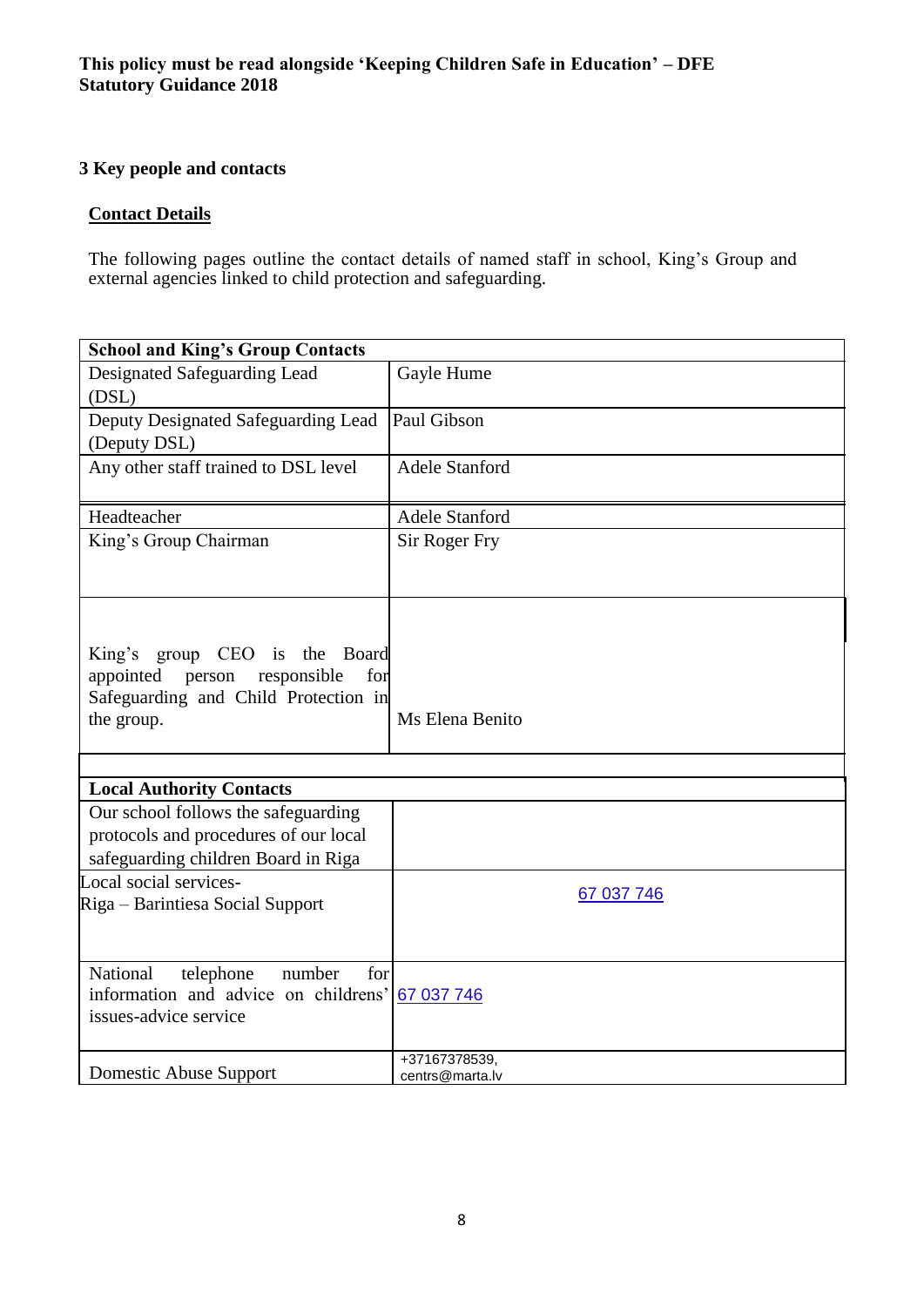**This policy must be read alongside 'Keeping Children Safe in Education' – DFE Statutory Guidance 2018**

### 3 Key people and contacts

**Contact Details**

The following pages outline the contact details of named staff in school, King's Group and external agencies linked to child protection and safeguarding.

| **School and King's Group Contacts** | |
|---|---|
| Designated Safeguarding Lead (DSL) | Gayle Hume |
| Deputy Designated Safeguarding Lead (Deputy DSL) | Paul Gibson |
| Any other staff trained to DSL level | Adele Stanford |
| Headteacher | Adele Stanford |
| King's Group Chairman | Sir Roger Fry |
| King's group CEO is the Board appointed person responsible for Safeguarding and Child Protection in the group. | Ms Elena Benito |

| **Local Authority Contacts** | |
|---|---|
| Our school follows the safeguarding protocols and procedures of our local safeguarding children Board in Riga | |
| Local social services- Riga – Barintiesa Social Support | 67 037 746 |
| National telephone number for information and advice on childrens' issues-advice service | 67 037 746 |
| Domestic Abuse Support | +37167378539, centrs@marta.lv |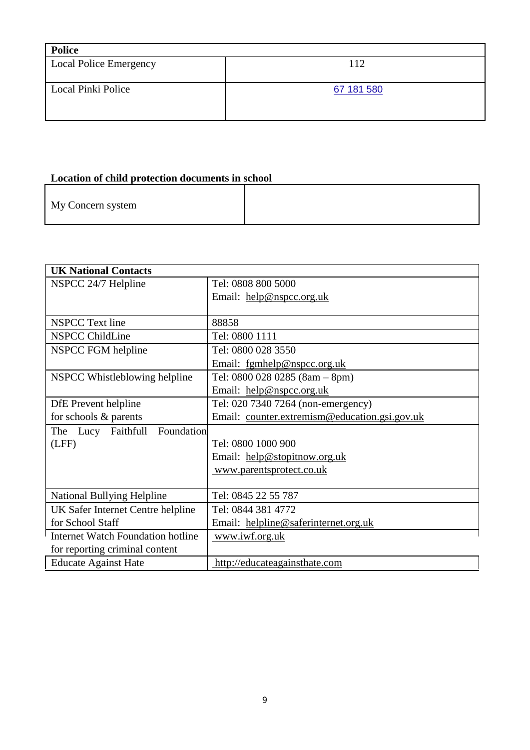| **Police** | |
|---|---|
| Local Police Emergency | 112 |
| Local Pinki Police | 67 181 580 |

**Location of child protection documents in school**

| My Concern system | |
|---|---|

| **UK National Contacts** | |
|---|---|
| NSPCC 24/7 Helpline | Tel: 0808 800 5000<br>Email: help@nspcc.org.uk |
| NSPCC Text line | 88858 |
| NSPCC ChildLine | Tel: 0800 1111 |
| NSPCC FGM helpline | Tel: 0800 028 3550<br>Email: fgmhelp@nspcc.org.uk |
| NSPCC Whistleblowing helpline | Tel: 0800 028 0285 (8am – 8pm)<br>Email: help@nspcc.org.uk |
| DfE Prevent helpline for schools & parents | Tel: 020 7340 7264 (non-emergency)<br>Email: counter.extremism@education.gsi.gov.uk |
| The Lucy Faithfull Foundation (LFF) | Tel: 0800 1000 900<br>Email: help@stopitnow.org.uk<br>www.parentsprotect.co.uk |
| National Bullying Helpline | Tel: 0845 22 55 787 |
| UK Safer Internet Centre helpline for School Staff | Tel: 0844 381 4772<br>Email: helpline@saferinternet.org.uk |
| Internet Watch Foundation hotline for reporting criminal content | www.iwf.org.uk |
| Educate Against Hate | http://educateagainsthate.com |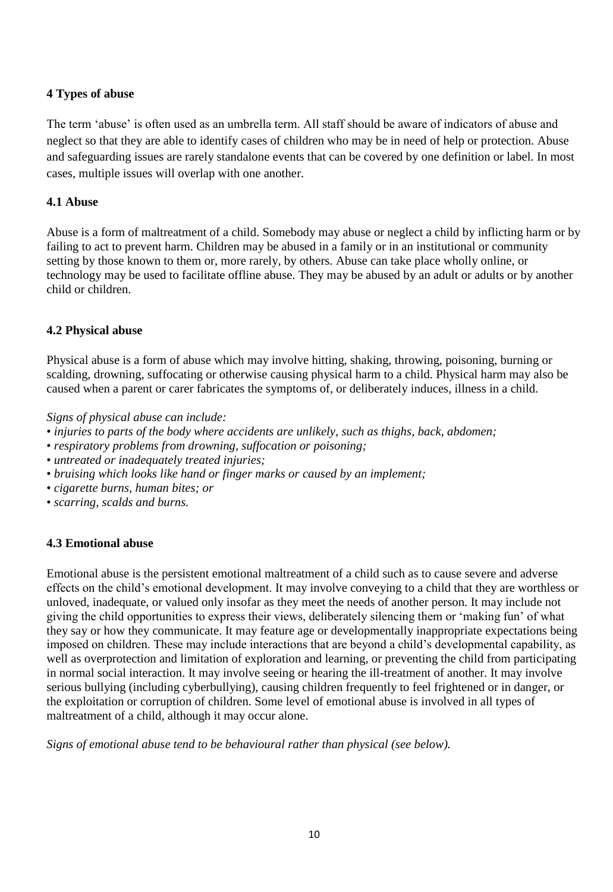## 4 Types of abuse

The term 'abuse' is often used as an umbrella term. All staff should be aware of indicators of abuse and neglect so that they are able to identify cases of children who may be in need of help or protection. Abuse and safeguarding issues are rarely standalone events that can be covered by one definition or label. In most cases, multiple issues will overlap with one another.

### 4.1 Abuse

Abuse is a form of maltreatment of a child. Somebody may abuse or neglect a child by inflicting harm or by failing to act to prevent harm. Children may be abused in a family or in an institutional or community setting by those known to them or, more rarely, by others. Abuse can take place wholly online, or technology may be used to facilitate offline abuse. They may be abused by an adult or adults or by another child or children.

### 4.2 Physical abuse

Physical abuse is a form of abuse which may involve hitting, shaking, throwing, poisoning, burning or scalding, drowning, suffocating or otherwise causing physical harm to a child. Physical harm may also be caused when a parent or carer fabricates the symptoms of, or deliberately induces, illness in a child.

*Signs of physical abuse can include:*

- *injuries to parts of the body where accidents are unlikely, such as thighs, back, abdomen;*
- *respiratory problems from drowning, suffocation or poisoning;*
- *untreated or inadequately treated injuries;*
- *bruising which looks like hand or finger marks or caused by an implement;*
- *cigarette burns, human bites; or*
- *scarring, scalds and burns.*

### 4.3 Emotional abuse

Emotional abuse is the persistent emotional maltreatment of a child such as to cause severe and adverse effects on the child's emotional development. It may involve conveying to a child that they are worthless or unloved, inadequate, or valued only insofar as they meet the needs of another person. It may include not giving the child opportunities to express their views, deliberately silencing them or 'making fun' of what they say or how they communicate. It may feature age or developmentally inappropriate expectations being imposed on children. These may include interactions that are beyond a child's developmental capability, as well as overprotection and limitation of exploration and learning, or preventing the child from participating in normal social interaction. It may involve seeing or hearing the ill-treatment of another. It may involve serious bullying (including cyberbullying), causing children frequently to feel frightened or in danger, or the exploitation or corruption of children. Some level of emotional abuse is involved in all types of maltreatment of a child, although it may occur alone.

*Signs of emotional abuse tend to be behavioural rather than physical (see below).*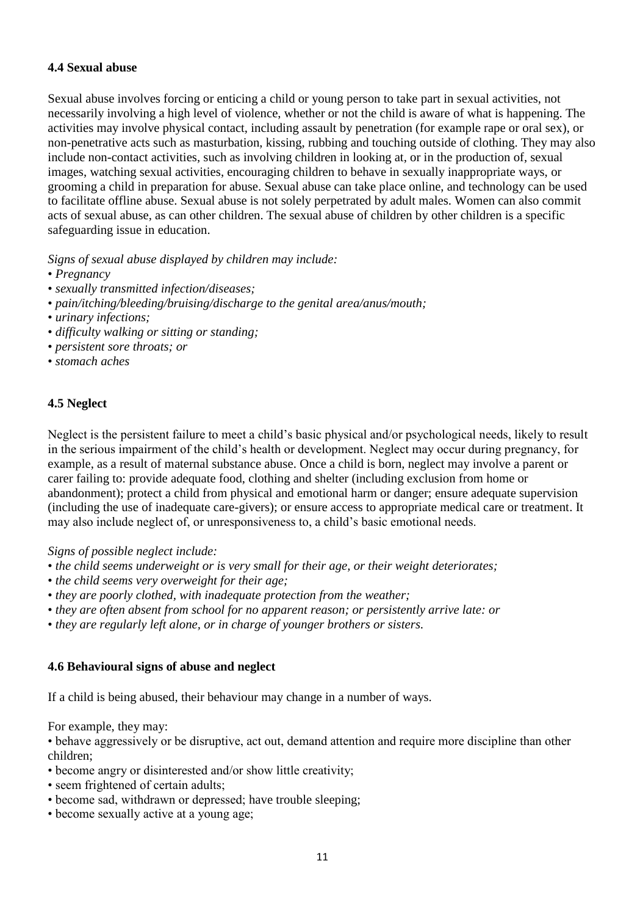#### 4.4 Sexual abuse

Sexual abuse involves forcing or enticing a child or young person to take part in sexual activities, not necessarily involving a high level of violence, whether or not the child is aware of what is happening. The activities may involve physical contact, including assault by penetration (for example rape or oral sex), or non-penetrative acts such as masturbation, kissing, rubbing and touching outside of clothing. They may also include non-contact activities, such as involving children in looking at, or in the production of, sexual images, watching sexual activities, encouraging children to behave in sexually inappropriate ways, or grooming a child in preparation for abuse. Sexual abuse can take place online, and technology can be used to facilitate offline abuse. Sexual abuse is not solely perpetrated by adult males. Women can also commit acts of sexual abuse, as can other children. The sexual abuse of children by other children is a specific safeguarding issue in education.

*Signs of sexual abuse displayed by children may include:*

- *Pregnancy*
- *sexually transmitted infection/diseases;*
- *pain/itching/bleeding/bruising/discharge to the genital area/anus/mouth;*
- *urinary infections;*
- *difficulty walking or sitting or standing;*
- *persistent sore throats; or*
- *stomach aches*

#### 4.5 Neglect

Neglect is the persistent failure to meet a child's basic physical and/or psychological needs, likely to result in the serious impairment of the child's health or development. Neglect may occur during pregnancy, for example, as a result of maternal substance abuse. Once a child is born, neglect may involve a parent or carer failing to: provide adequate food, clothing and shelter (including exclusion from home or abandonment); protect a child from physical and emotional harm or danger; ensure adequate supervision (including the use of inadequate care-givers); or ensure access to appropriate medical care or treatment. It may also include neglect of, or unresponsiveness to, a child's basic emotional needs.

*Signs of possible neglect include:*

- *the child seems underweight or is very small for their age, or their weight deteriorates;*
- *the child seems very overweight for their age;*
- *they are poorly clothed, with inadequate protection from the weather;*
- *they are often absent from school for no apparent reason; or persistently arrive late: or*
- *they are regularly left alone, or in charge of younger brothers or sisters.*

#### 4.6 Behavioural signs of abuse and neglect

If a child is being abused, their behaviour may change in a number of ways.

For example, they may:

- behave aggressively or be disruptive, act out, demand attention and require more discipline than other children;
- become angry or disinterested and/or show little creativity;
- seem frightened of certain adults;
- become sad, withdrawn or depressed; have trouble sleeping;
- become sexually active at a young age;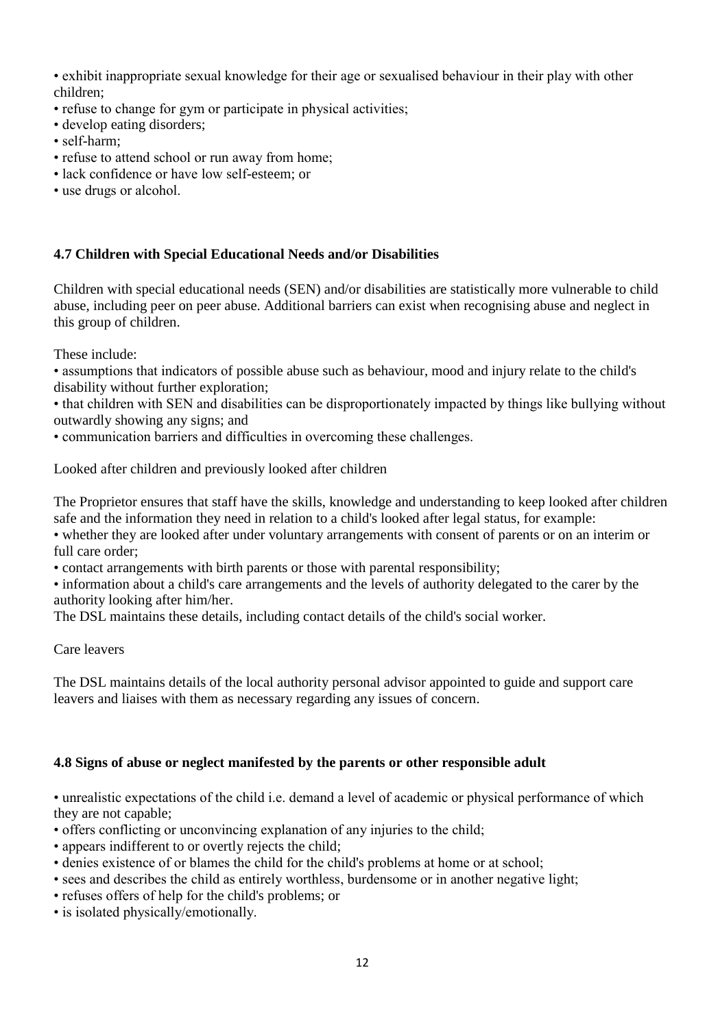- exhibit inappropriate sexual knowledge for their age or sexualised behaviour in their play with other children;
- refuse to change for gym or participate in physical activities;
- develop eating disorders;
- self-harm;
- refuse to attend school or run away from home;
- lack confidence or have low self-esteem; or
- use drugs or alcohol.

### 4.7 Children with Special Educational Needs and/or Disabilities

Children with special educational needs (SEN) and/or disabilities are statistically more vulnerable to child abuse, including peer on peer abuse. Additional barriers can exist when recognising abuse and neglect in this group of children.

These include:

- assumptions that indicators of possible abuse such as behaviour, mood and injury relate to the child's disability without further exploration;
- that children with SEN and disabilities can be disproportionately impacted by things like bullying without outwardly showing any signs; and
- communication barriers and difficulties in overcoming these challenges.

Looked after children and previously looked after children

The Proprietor ensures that staff have the skills, knowledge and understanding to keep looked after children safe and the information they need in relation to a child's looked after legal status, for example:

- whether they are looked after under voluntary arrangements with consent of parents or on an interim or full care order;
- contact arrangements with birth parents or those with parental responsibility;
- information about a child's care arrangements and the levels of authority delegated to the carer by the authority looking after him/her.

The DSL maintains these details, including contact details of the child's social worker.

Care leavers

The DSL maintains details of the local authority personal advisor appointed to guide and support care leavers and liaises with them as necessary regarding any issues of concern.

### 4.8 Signs of abuse or neglect manifested by the parents or other responsible adult

- unrealistic expectations of the child i.e. demand a level of academic or physical performance of which they are not capable;
- offers conflicting or unconvincing explanation of any injuries to the child;
- appears indifferent to or overtly rejects the child;
- denies existence of or blames the child for the child's problems at home or at school;
- sees and describes the child as entirely worthless, burdensome or in another negative light;
- refuses offers of help for the child's problems; or
- is isolated physically/emotionally.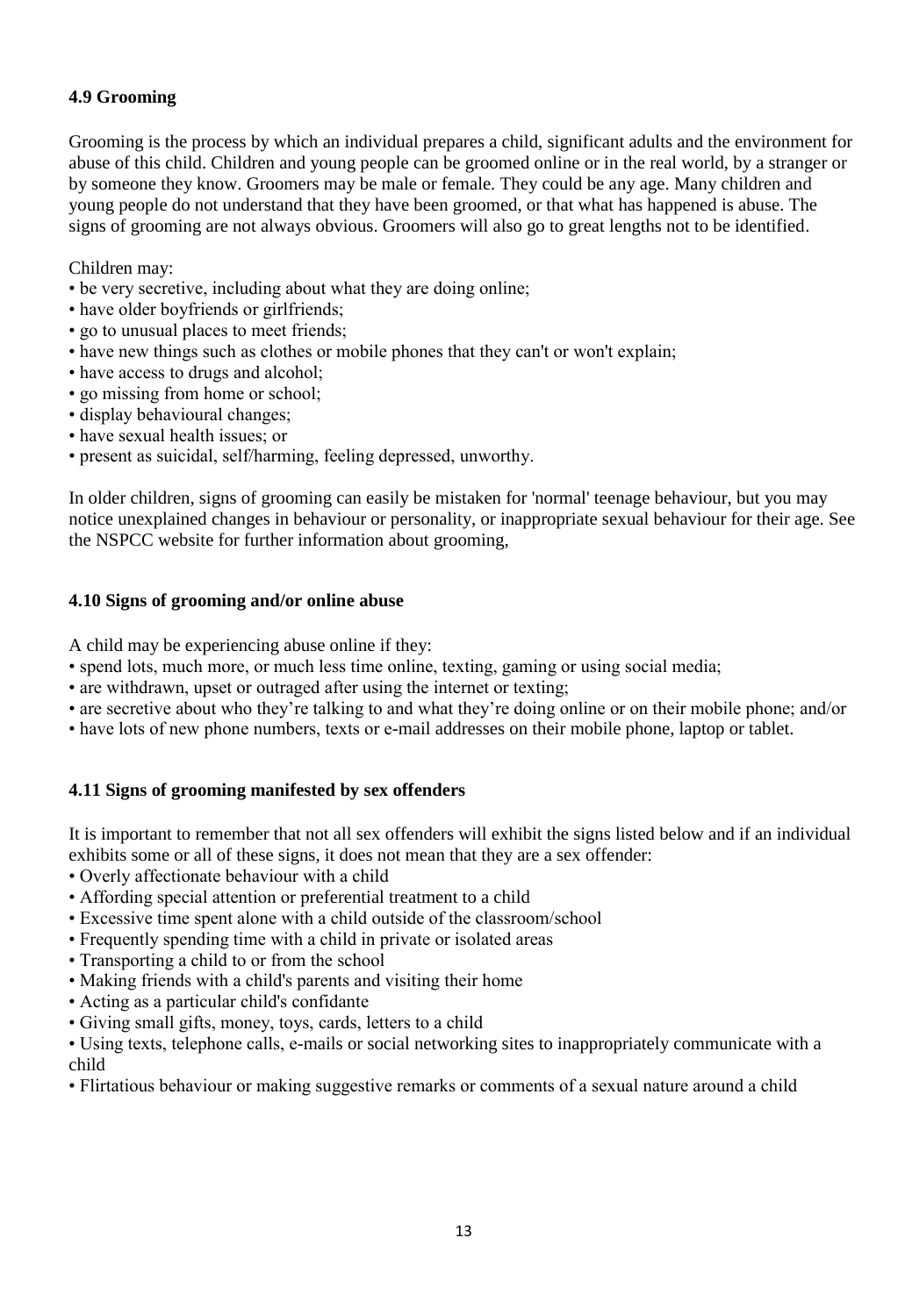### 4.9 Grooming

Grooming is the process by which an individual prepares a child, significant adults and the environment for abuse of this child. Children and young people can be groomed online or in the real world, by a stranger or by someone they know. Groomers may be male or female. They could be any age. Many children and young people do not understand that they have been groomed, or that what has happened is abuse. The signs of grooming are not always obvious. Groomers will also go to great lengths not to be identified.

Children may:

- be very secretive, including about what they are doing online;
- have older boyfriends or girlfriends;
- go to unusual places to meet friends;
- have new things such as clothes or mobile phones that they can't or won't explain;
- have access to drugs and alcohol;
- go missing from home or school;
- display behavioural changes;
- have sexual health issues; or
- present as suicidal, self/harming, feeling depressed, unworthy.

In older children, signs of grooming can easily be mistaken for 'normal' teenage behaviour, but you may notice unexplained changes in behaviour or personality, or inappropriate sexual behaviour for their age. See the NSPCC website for further information about grooming,

### 4.10 Signs of grooming and/or online abuse

A child may be experiencing abuse online if they:

- spend lots, much more, or much less time online, texting, gaming or using social media;
- are withdrawn, upset or outraged after using the internet or texting;
- are secretive about who they're talking to and what they're doing online or on their mobile phone; and/or
- have lots of new phone numbers, texts or e-mail addresses on their mobile phone, laptop or tablet.

### 4.11 Signs of grooming manifested by sex offenders

It is important to remember that not all sex offenders will exhibit the signs listed below and if an individual exhibits some or all of these signs, it does not mean that they are a sex offender:

- Overly affectionate behaviour with a child
- Affording special attention or preferential treatment to a child
- Excessive time spent alone with a child outside of the classroom/school
- Frequently spending time with a child in private or isolated areas
- Transporting a child to or from the school
- Making friends with a child's parents and visiting their home
- Acting as a particular child's confidante
- Giving small gifts, money, toys, cards, letters to a child
- Using texts, telephone calls, e-mails or social networking sites to inappropriately communicate with a child
- Flirtatious behaviour or making suggestive remarks or comments of a sexual nature around a child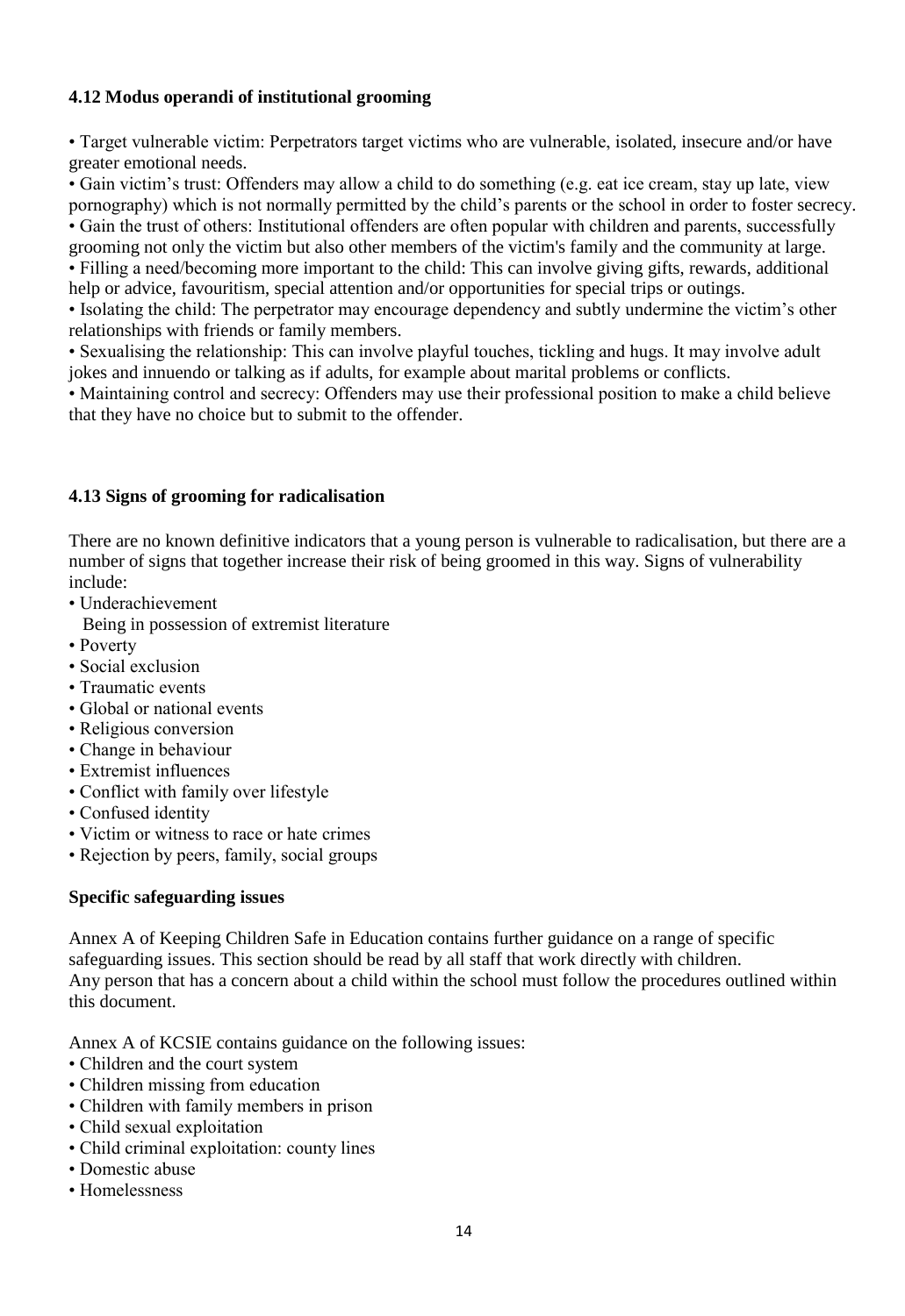### 4.12 Modus operandi of institutional grooming

- Target vulnerable victim: Perpetrators target victims who are vulnerable, isolated, insecure and/or have greater emotional needs.
- Gain victim's trust: Offenders may allow a child to do something (e.g. eat ice cream, stay up late, view pornography) which is not normally permitted by the child's parents or the school in order to foster secrecy.
- Gain the trust of others: Institutional offenders are often popular with children and parents, successfully grooming not only the victim but also other members of the victim's family and the community at large.
- Filling a need/becoming more important to the child: This can involve giving gifts, rewards, additional help or advice, favouritism, special attention and/or opportunities for special trips or outings.
- Isolating the child: The perpetrator may encourage dependency and subtly undermine the victim's other relationships with friends or family members.
- Sexualising the relationship: This can involve playful touches, tickling and hugs. It may involve adult jokes and innuendo or talking as if adults, for example about marital problems or conflicts.
- Maintaining control and secrecy: Offenders may use their professional position to make a child believe that they have no choice but to submit to the offender.

### 4.13 Signs of grooming for radicalisation

There are no known definitive indicators that a young person is vulnerable to radicalisation, but there are a number of signs that together increase their risk of being groomed in this way. Signs of vulnerability include:

- Underachievement
  Being in possession of extremist literature
- Poverty
- Social exclusion
- Traumatic events
- Global or national events
- Religious conversion
- Change in behaviour
- Extremist influences
- Conflict with family over lifestyle
- Confused identity
- Victim or witness to race or hate crimes
- Rejection by peers, family, social groups

### Specific safeguarding issues

Annex A of Keeping Children Safe in Education contains further guidance on a range of specific safeguarding issues. This section should be read by all staff that work directly with children.
Any person that has a concern about a child within the school must follow the procedures outlined within this document.

Annex A of KCSIE contains guidance on the following issues:

- Children and the court system
- Children missing from education
- Children with family members in prison
- Child sexual exploitation
- Child criminal exploitation: county lines
- Domestic abuse
- Homelessness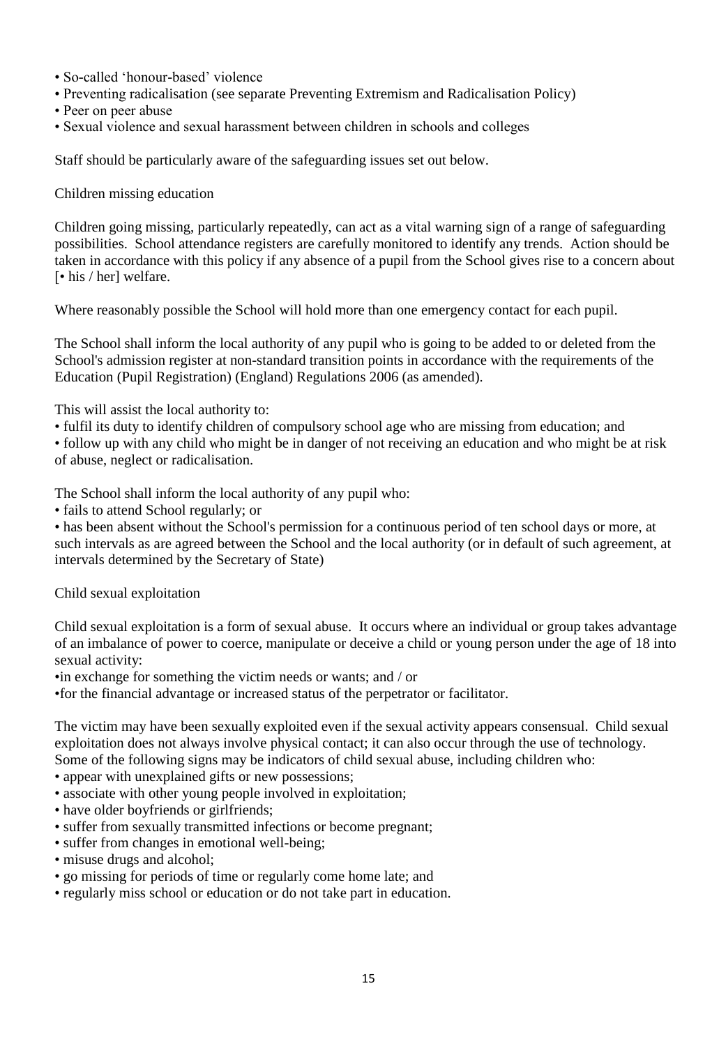- So-called 'honour-based' violence
- Preventing radicalisation (see separate Preventing Extremism and Radicalisation Policy)
- Peer on peer abuse
- Sexual violence and sexual harassment between children in schools and colleges

Staff should be particularly aware of the safeguarding issues set out below.

### Children missing education

Children going missing, particularly repeatedly, can act as a vital warning sign of a range of safeguarding possibilities. School attendance registers are carefully monitored to identify any trends. Action should be taken in accordance with this policy if any absence of a pupil from the School gives rise to a concern about [• his / her] welfare.

Where reasonably possible the School will hold more than one emergency contact for each pupil.

The School shall inform the local authority of any pupil who is going to be added to or deleted from the School's admission register at non-standard transition points in accordance with the requirements of the Education (Pupil Registration) (England) Regulations 2006 (as amended).

This will assist the local authority to:

- fulfil its duty to identify children of compulsory school age who are missing from education; and
- follow up with any child who might be in danger of not receiving an education and who might be at risk of abuse, neglect or radicalisation.

The School shall inform the local authority of any pupil who:

- fails to attend School regularly; or
- has been absent without the School's permission for a continuous period of ten school days or more, at such intervals as are agreed between the School and the local authority (or in default of such agreement, at intervals determined by the Secretary of State)

### Child sexual exploitation

Child sexual exploitation is a form of sexual abuse. It occurs where an individual or group takes advantage of an imbalance of power to coerce, manipulate or deceive a child or young person under the age of 18 into sexual activity:

- in exchange for something the victim needs or wants; and / or
- for the financial advantage or increased status of the perpetrator or facilitator.

The victim may have been sexually exploited even if the sexual activity appears consensual. Child sexual exploitation does not always involve physical contact; it can also occur through the use of technology. Some of the following signs may be indicators of child sexual abuse, including children who:

- appear with unexplained gifts or new possessions;
- associate with other young people involved in exploitation;
- have older boyfriends or girlfriends;
- suffer from sexually transmitted infections or become pregnant;
- suffer from changes in emotional well-being;
- misuse drugs and alcohol;
- go missing for periods of time or regularly come home late; and
- regularly miss school or education or do not take part in education.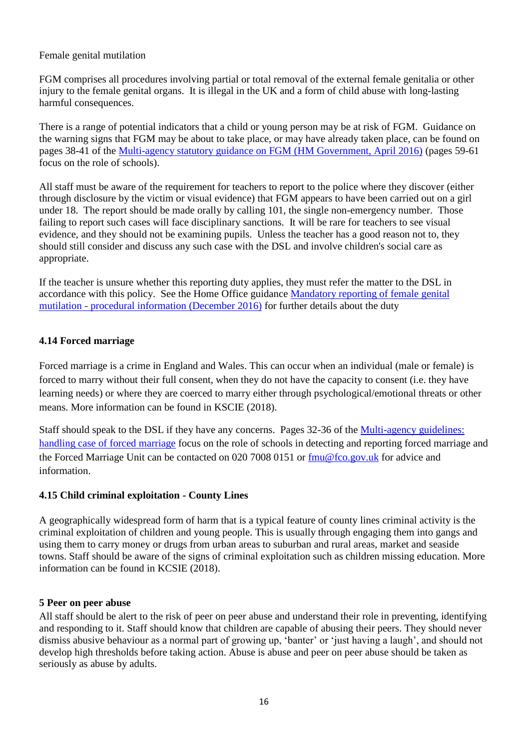Female genital mutilation

FGM comprises all procedures involving partial or total removal of the external female genitalia or other injury to the female genital organs. It is illegal in the UK and a form of child abuse with long-lasting harmful consequences.

There is a range of potential indicators that a child or young person may be at risk of FGM. Guidance on the warning signs that FGM may be about to take place, or may have already taken place, can be found on pages 38-41 of the Multi-agency statutory guidance on FGM (HM Government, April 2016) (pages 59-61 focus on the role of schools).

All staff must be aware of the requirement for teachers to report to the police where they discover (either through disclosure by the victim or visual evidence) that FGM appears to have been carried out on a girl under 18. The report should be made orally by calling 101, the single non-emergency number. Those failing to report such cases will face disciplinary sanctions. It will be rare for teachers to see visual evidence, and they should not be examining pupils. Unless the teacher has a good reason not to, they should still consider and discuss any such case with the DSL and involve children's social care as appropriate.

If the teacher is unsure whether this reporting duty applies, they must refer the matter to the DSL in accordance with this policy. See the Home Office guidance Mandatory reporting of female genital mutilation - procedural information (December 2016) for further details about the duty

### 4.14 Forced marriage

Forced marriage is a crime in England and Wales. This can occur when an individual (male or female) is forced to marry without their full consent, when they do not have the capacity to consent (i.e. they have learning needs) or where they are coerced to marry either through psychological/emotional threats or other means. More information can be found in KSCIE (2018).

Staff should speak to the DSL if they have any concerns. Pages 32-36 of the Multi-agency guidelines: handling case of forced marriage focus on the role of schools in detecting and reporting forced marriage and the Forced Marriage Unit can be contacted on 020 7008 0151 or fmu@fco.gov.uk for advice and information.

### 4.15 Child criminal exploitation - County Lines

A geographically widespread form of harm that is a typical feature of county lines criminal activity is the criminal exploitation of children and young people. This is usually through engaging them into gangs and using them to carry money or drugs from urban areas to suburban and rural areas, market and seaside towns. Staff should be aware of the signs of criminal exploitation such as children missing education. More information can be found in KCSIE (2018).

## 5 Peer on peer abuse

All staff should be alert to the risk of peer on peer abuse and understand their role in preventing, identifying and responding to it. Staff should know that children are capable of abusing their peers. They should never dismiss abusive behaviour as a normal part of growing up, 'banter' or 'just having a laugh', and should not develop high thresholds before taking action. Abuse is abuse and peer on peer abuse should be taken as seriously as abuse by adults.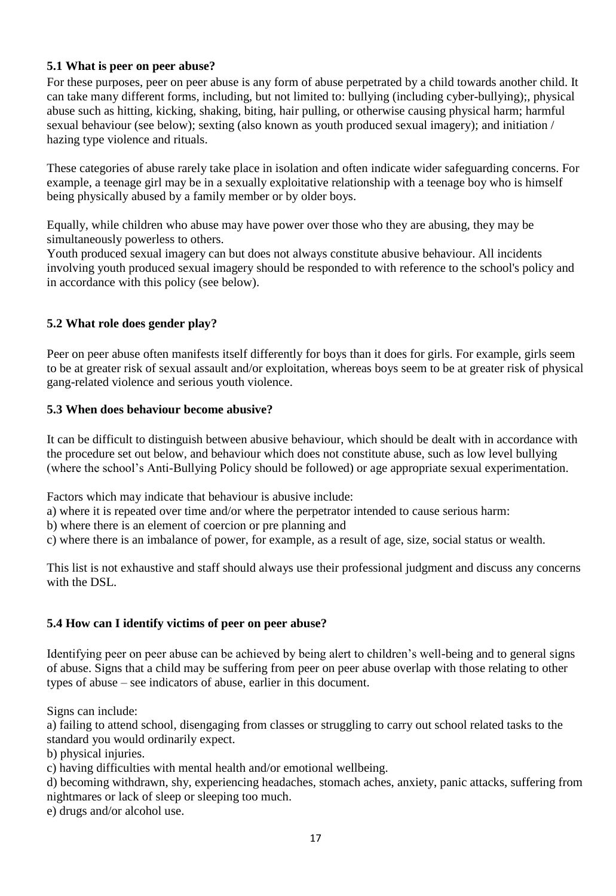### 5.1 What is peer on peer abuse?

For these purposes, peer on peer abuse is any form of abuse perpetrated by a child towards another child. It can take many different forms, including, but not limited to: bullying (including cyber-bullying);, physical abuse such as hitting, kicking, shaking, biting, hair pulling, or otherwise causing physical harm; harmful sexual behaviour (see below); sexting (also known as youth produced sexual imagery); and initiation / hazing type violence and rituals.

These categories of abuse rarely take place in isolation and often indicate wider safeguarding concerns. For example, a teenage girl may be in a sexually exploitative relationship with a teenage boy who is himself being physically abused by a family member or by older boys.

Equally, while children who abuse may have power over those who they are abusing, they may be simultaneously powerless to others.

Youth produced sexual imagery can but does not always constitute abusive behaviour. All incidents involving youth produced sexual imagery should be responded to with reference to the school's policy and in accordance with this policy (see below).

### 5.2 What role does gender play?

Peer on peer abuse often manifests itself differently for boys than it does for girls. For example, girls seem to be at greater risk of sexual assault and/or exploitation, whereas boys seem to be at greater risk of physical gang-related violence and serious youth violence.

### 5.3 When does behaviour become abusive?

It can be difficult to distinguish between abusive behaviour, which should be dealt with in accordance with the procedure set out below, and behaviour which does not constitute abuse, such as low level bullying (where the school's Anti-Bullying Policy should be followed) or age appropriate sexual experimentation.

Factors which may indicate that behaviour is abusive include:

a) where it is repeated over time and/or where the perpetrator intended to cause serious harm:
b) where there is an element of coercion or pre planning and
c) where there is an imbalance of power, for example, as a result of age, size, social status or wealth.

This list is not exhaustive and staff should always use their professional judgment and discuss any concerns with the DSL.

### 5.4 How can I identify victims of peer on peer abuse?

Identifying peer on peer abuse can be achieved by being alert to children's well-being and to general signs of abuse. Signs that a child may be suffering from peer on peer abuse overlap with those relating to other types of abuse – see indicators of abuse, earlier in this document.

Signs can include:

a) failing to attend school, disengaging from classes or struggling to carry out school related tasks to the standard you would ordinarily expect.
b) physical injuries.
c) having difficulties with mental health and/or emotional wellbeing.
d) becoming withdrawn, shy, experiencing headaches, stomach aches, anxiety, panic attacks, suffering from nightmares or lack of sleep or sleeping too much.
e) drugs and/or alcohol use.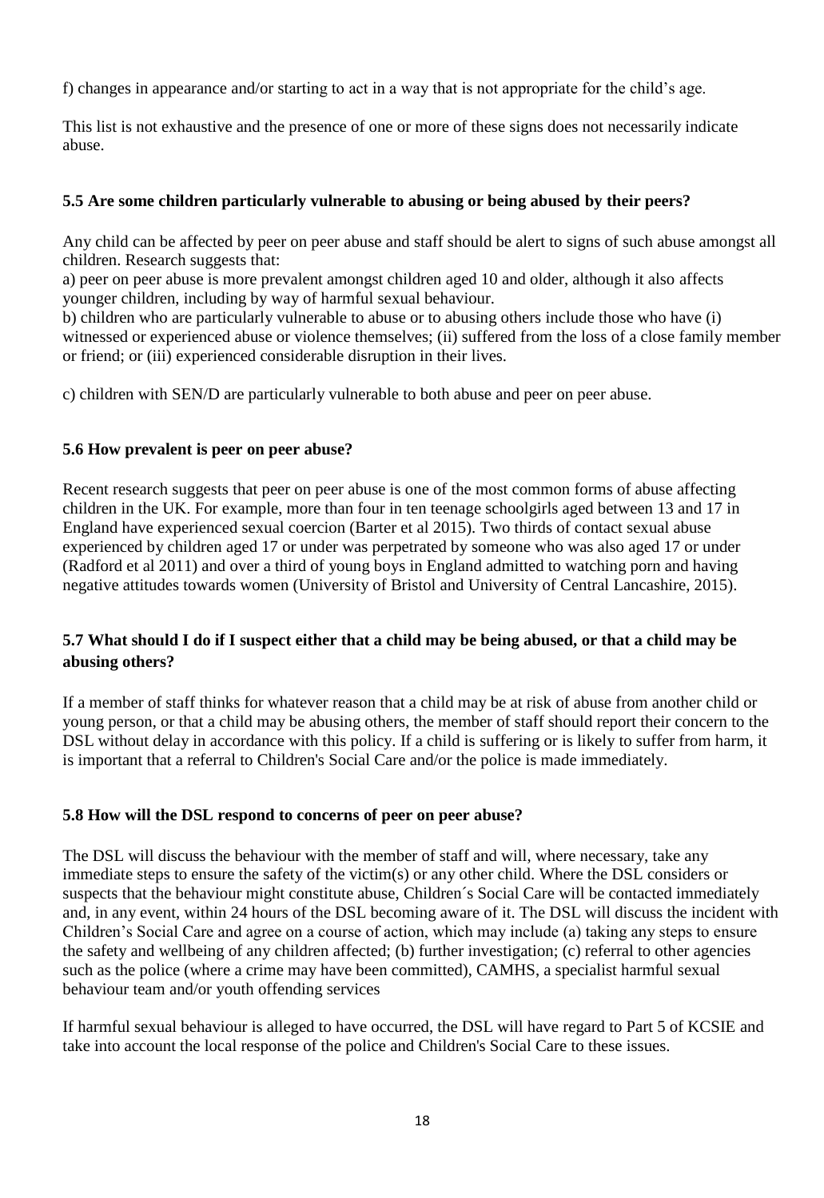f) changes in appearance and/or starting to act in a way that is not appropriate for the child's age.

This list is not exhaustive and the presence of one or more of these signs does not necessarily indicate abuse.

### 5.5 Are some children particularly vulnerable to abusing or being abused by their peers?

Any child can be affected by peer on peer abuse and staff should be alert to signs of such abuse amongst all children. Research suggests that:

a) peer on peer abuse is more prevalent amongst children aged 10 and older, although it also affects younger children, including by way of harmful sexual behaviour.

b) children who are particularly vulnerable to abuse or to abusing others include those who have (i) witnessed or experienced abuse or violence themselves; (ii) suffered from the loss of a close family member or friend; or (iii) experienced considerable disruption in their lives.

c) children with SEN/D are particularly vulnerable to both abuse and peer on peer abuse.

### 5.6 How prevalent is peer on peer abuse?

Recent research suggests that peer on peer abuse is one of the most common forms of abuse affecting children in the UK. For example, more than four in ten teenage schoolgirls aged between 13 and 17 in England have experienced sexual coercion (Barter et al 2015). Two thirds of contact sexual abuse experienced by children aged 17 or under was perpetrated by someone who was also aged 17 or under (Radford et al 2011) and over a third of young boys in England admitted to watching porn and having negative attitudes towards women (University of Bristol and University of Central Lancashire, 2015).

### 5.7 What should I do if I suspect either that a child may be being abused, or that a child may be abusing others?

If a member of staff thinks for whatever reason that a child may be at risk of abuse from another child or young person, or that a child may be abusing others, the member of staff should report their concern to the DSL without delay in accordance with this policy. If a child is suffering or is likely to suffer from harm, it is important that a referral to Children's Social Care and/or the police is made immediately.

### 5.8 How will the DSL respond to concerns of peer on peer abuse?

The DSL will discuss the behaviour with the member of staff and will, where necessary, take any immediate steps to ensure the safety of the victim(s) or any other child. Where the DSL considers or suspects that the behaviour might constitute abuse, Children´s Social Care will be contacted immediately and, in any event, within 24 hours of the DSL becoming aware of it. The DSL will discuss the incident with Children's Social Care and agree on a course of action, which may include (a) taking any steps to ensure the safety and wellbeing of any children affected; (b) further investigation; (c) referral to other agencies such as the police (where a crime may have been committed), CAMHS, a specialist harmful sexual behaviour team and/or youth offending services

If harmful sexual behaviour is alleged to have occurred, the DSL will have regard to Part 5 of KCSIE and take into account the local response of the police and Children's Social Care to these issues.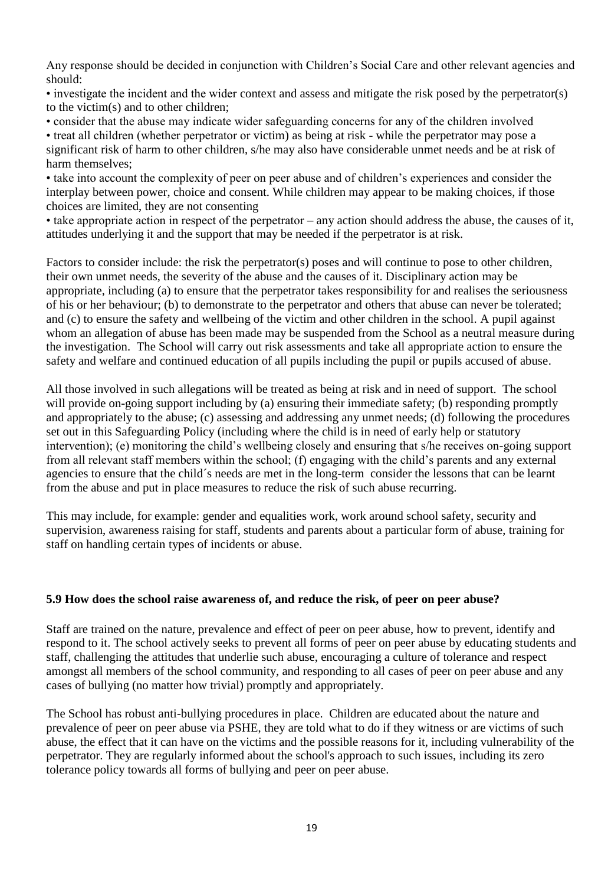Any response should be decided in conjunction with Children's Social Care and other relevant agencies and should:

- investigate the incident and the wider context and assess and mitigate the risk posed by the perpetrator(s) to the victim(s) and to other children;
- consider that the abuse may indicate wider safeguarding concerns for any of the children involved
- treat all children (whether perpetrator or victim) as being at risk - while the perpetrator may pose a significant risk of harm to other children, s/he may also have considerable unmet needs and be at risk of harm themselves;
- take into account the complexity of peer on peer abuse and of children's experiences and consider the interplay between power, choice and consent. While children may appear to be making choices, if those choices are limited, they are not consenting
- take appropriate action in respect of the perpetrator – any action should address the abuse, the causes of it, attitudes underlying it and the support that may be needed if the perpetrator is at risk.

Factors to consider include: the risk the perpetrator(s) poses and will continue to pose to other children, their own unmet needs, the severity of the abuse and the causes of it. Disciplinary action may be appropriate, including (a) to ensure that the perpetrator takes responsibility for and realises the seriousness of his or her behaviour; (b) to demonstrate to the perpetrator and others that abuse can never be tolerated; and (c) to ensure the safety and wellbeing of the victim and other children in the school. A pupil against whom an allegation of abuse has been made may be suspended from the School as a neutral measure during the investigation. The School will carry out risk assessments and take all appropriate action to ensure the safety and welfare and continued education of all pupils including the pupil or pupils accused of abuse.

All those involved in such allegations will be treated as being at risk and in need of support. The school will provide on-going support including by (a) ensuring their immediate safety; (b) responding promptly and appropriately to the abuse; (c) assessing and addressing any unmet needs; (d) following the procedures set out in this Safeguarding Policy (including where the child is in need of early help or statutory intervention); (e) monitoring the child's wellbeing closely and ensuring that s/he receives on-going support from all relevant staff members within the school; (f) engaging with the child's parents and any external agencies to ensure that the child´s needs are met in the long-term consider the lessons that can be learnt from the abuse and put in place measures to reduce the risk of such abuse recurring.

This may include, for example: gender and equalities work, work around school safety, security and supervision, awareness raising for staff, students and parents about a particular form of abuse, training for staff on handling certain types of incidents or abuse.

### 5.9 How does the school raise awareness of, and reduce the risk, of peer on peer abuse?

Staff are trained on the nature, prevalence and effect of peer on peer abuse, how to prevent, identify and respond to it. The school actively seeks to prevent all forms of peer on peer abuse by educating students and staff, challenging the attitudes that underlie such abuse, encouraging a culture of tolerance and respect amongst all members of the school community, and responding to all cases of peer on peer abuse and any cases of bullying (no matter how trivial) promptly and appropriately.

The School has robust anti-bullying procedures in place. Children are educated about the nature and prevalence of peer on peer abuse via PSHE, they are told what to do if they witness or are victims of such abuse, the effect that it can have on the victims and the possible reasons for it, including vulnerability of the perpetrator. They are regularly informed about the school's approach to such issues, including its zero tolerance policy towards all forms of bullying and peer on peer abuse.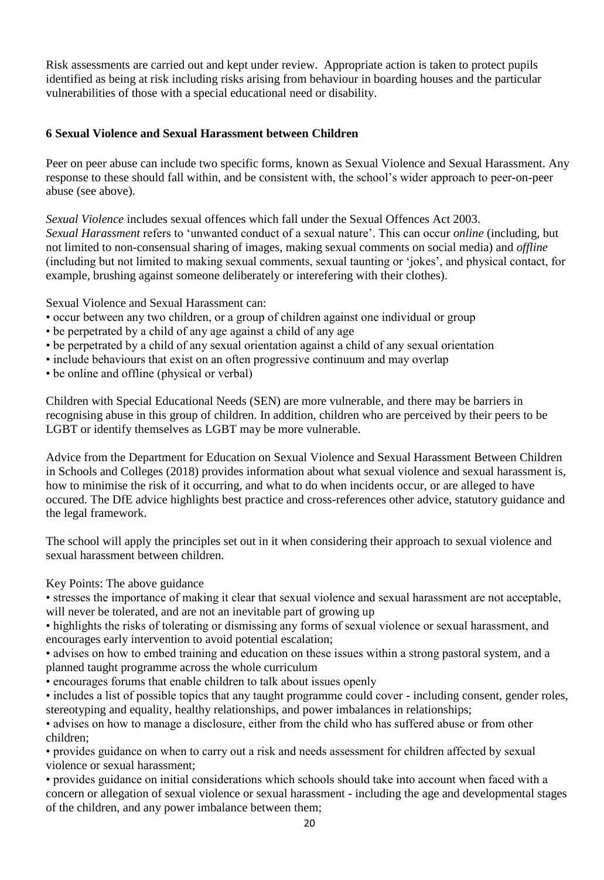Risk assessments are carried out and kept under review. Appropriate action is taken to protect pupils identified as being at risk including risks arising from behaviour in boarding houses and the particular vulnerabilities of those with a special educational need or disability.

### 6 Sexual Violence and Sexual Harassment between Children

Peer on peer abuse can include two specific forms, known as Sexual Violence and Sexual Harassment. Any response to these should fall within, and be consistent with, the school's wider approach to peer-on-peer abuse (see above).

*Sexual Violence* includes sexual offences which fall under the Sexual Offences Act 2003.
*Sexual Harassment* refers to 'unwanted conduct of a sexual nature'. This can occur *online* (including, but not limited to non-consensual sharing of images, making sexual comments on social media) and *offline* (including but not limited to making sexual comments, sexual taunting or 'jokes', and physical contact, for example, brushing against someone deliberately or interefering with their clothes).

Sexual Violence and Sexual Harassment can:

- occur between any two children, or a group of children against one individual or group
- be perpetrated by a child of any age against a child of any age
- be perpetrated by a child of any sexual orientation against a child of any sexual orientation
- include behaviours that exist on an often progressive continuum and may overlap
- be online and offline (physical or verbal)

Children with Special Educational Needs (SEN) are more vulnerable, and there may be barriers in recognising abuse in this group of children. In addition, children who are perceived by their peers to be LGBT or identify themselves as LGBT may be more vulnerable.

Advice from the Department for Education on Sexual Violence and Sexual Harassment Between Children in Schools and Colleges (2018) provides information about what sexual violence and sexual harassment is, how to minimise the risk of it occurring, and what to do when incidents occur, or are alleged to have occured. The DfE advice highlights best practice and cross-references other advice, statutory guidance and the legal framework.

The school will apply the principles set out in it when considering their approach to sexual violence and sexual harassment between children.

Key Points: The above guidance

- stresses the importance of making it clear that sexual violence and sexual harassment are not acceptable, will never be tolerated, and are not an inevitable part of growing up
- highlights the risks of tolerating or dismissing any forms of sexual violence or sexual harassment, and encourages early intervention to avoid potential escalation;
- advises on how to embed training and education on these issues within a strong pastoral system, and a planned taught programme across the whole curriculum
- encourages forums that enable children to talk about issues openly
- includes a list of possible topics that any taught programme could cover - including consent, gender roles, stereotyping and equality, healthy relationships, and power imbalances in relationships;
- advises on how to manage a disclosure, either from the child who has suffered abuse or from other children;
- provides guidance on when to carry out a risk and needs assessment for children affected by sexual violence or sexual harassment;
- provides guidance on initial considerations which schools should take into account when faced with a concern or allegation of sexual violence or sexual harassment - including the age and developmental stages of the children, and any power imbalance between them;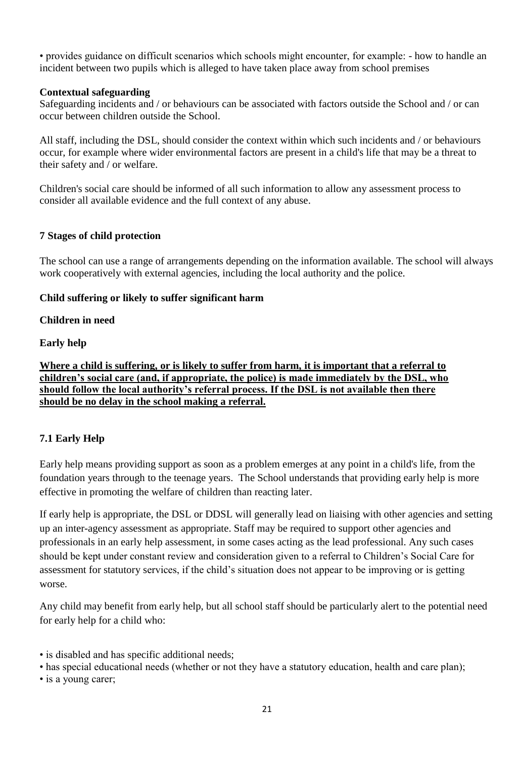• provides guidance on difficult scenarios which schools might encounter, for example: - how to handle an incident between two pupils which is alleged to have taken place away from school premises

**Contextual safeguarding**

Safeguarding incidents and / or behaviours can be associated with factors outside the School and / or can occur between children outside the School.

All staff, including the DSL, should consider the context within which such incidents and / or behaviours occur, for example where wider environmental factors are present in a child's life that may be a threat to their safety and / or welfare.

Children's social care should be informed of all such information to allow any assessment process to consider all available evidence and the full context of any abuse.

## 7 Stages of child protection

The school can use a range of arrangements depending on the information available. The school will always work cooperatively with external agencies, including the local authority and the police.

**Child suffering or likely to suffer significant harm**

**Children in need**

**Early help**

**<u>Where a child is suffering, or is likely to suffer from harm, it is important that a referral to children's social care (and, if appropriate, the police) is made immediately by the DSL, who should follow the local authority's referral process. If the DSL is not available then there should be no delay in the school making a referral.</u>**

### 7.1 Early Help

Early help means providing support as soon as a problem emerges at any point in a child's life, from the foundation years through to the teenage years. The School understands that providing early help is more effective in promoting the welfare of children than reacting later.

If early help is appropriate, the DSL or DDSL will generally lead on liaising with other agencies and setting up an inter-agency assessment as appropriate. Staff may be required to support other agencies and professionals in an early help assessment, in some cases acting as the lead professional. Any such cases should be kept under constant review and consideration given to a referral to Children's Social Care for assessment for statutory services, if the child's situation does not appear to be improving or is getting worse.

Any child may benefit from early help, but all school staff should be particularly alert to the potential need for early help for a child who:

• is disabled and has specific additional needs;
• has special educational needs (whether or not they have a statutory education, health and care plan);
• is a young carer;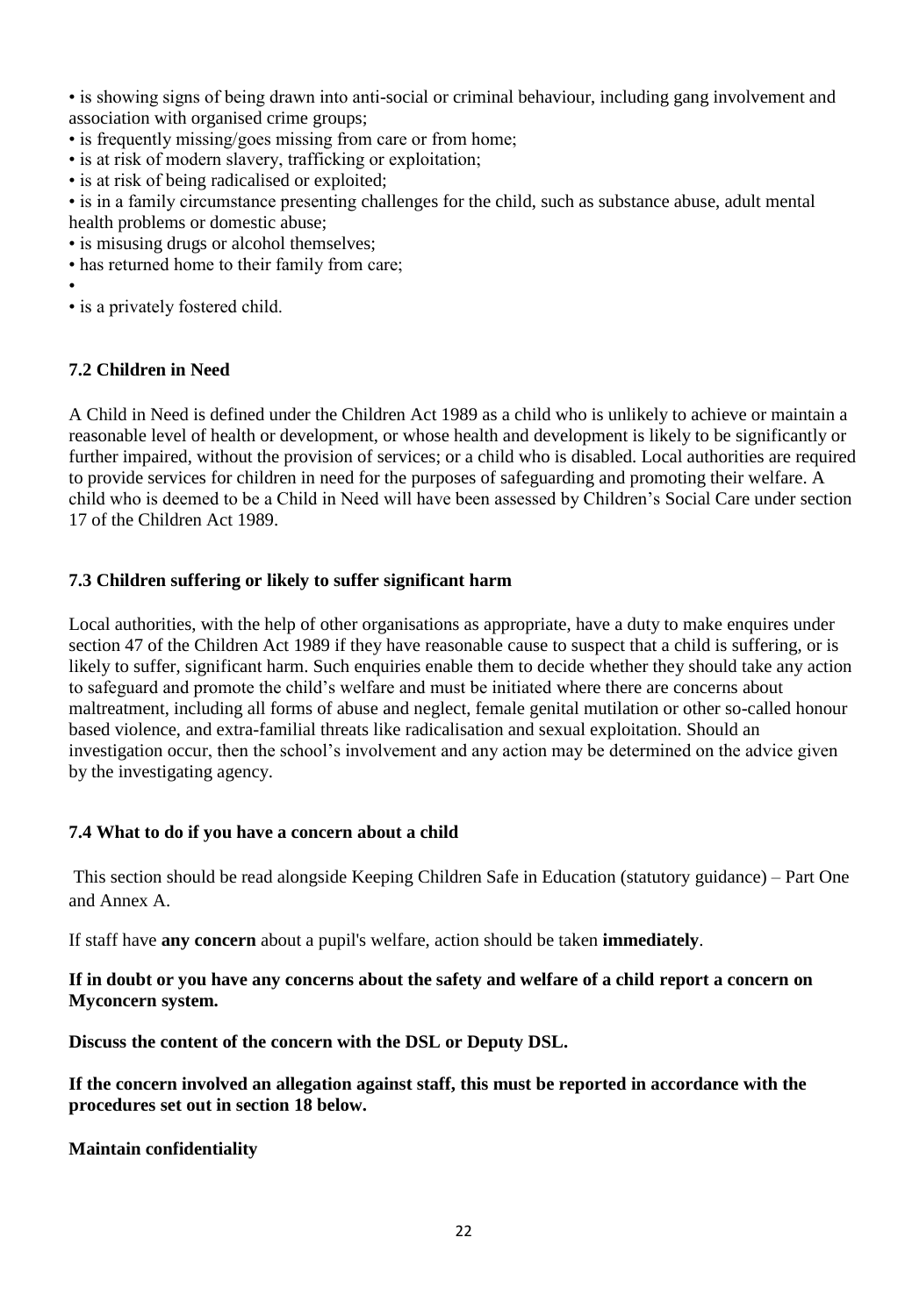- is showing signs of being drawn into anti-social or criminal behaviour, including gang involvement and association with organised crime groups;
- is frequently missing/goes missing from care or from home;
- is at risk of modern slavery, trafficking or exploitation;
- is at risk of being radicalised or exploited;
- is in a family circumstance presenting challenges for the child, such as substance abuse, adult mental health problems or domestic abuse;
- is misusing drugs or alcohol themselves;
- has returned home to their family from care;
- 
- is a privately fostered child.

### 7.2 Children in Need

A Child in Need is defined under the Children Act 1989 as a child who is unlikely to achieve or maintain a reasonable level of health or development, or whose health and development is likely to be significantly or further impaired, without the provision of services; or a child who is disabled. Local authorities are required to provide services for children in need for the purposes of safeguarding and promoting their welfare. A child who is deemed to be a Child in Need will have been assessed by Children's Social Care under section 17 of the Children Act 1989.

### 7.3 Children suffering or likely to suffer significant harm

Local authorities, with the help of other organisations as appropriate, have a duty to make enquires under section 47 of the Children Act 1989 if they have reasonable cause to suspect that a child is suffering, or is likely to suffer, significant harm. Such enquiries enable them to decide whether they should take any action to safeguard and promote the child's welfare and must be initiated where there are concerns about maltreatment, including all forms of abuse and neglect, female genital mutilation or other so-called honour based violence, and extra-familial threats like radicalisation and sexual exploitation. Should an investigation occur, then the school's involvement and any action may be determined on the advice given by the investigating agency.

### 7.4 What to do if you have a concern about a child

This section should be read alongside Keeping Children Safe in Education (statutory guidance) – Part One and Annex A.

If staff have **any concern** about a pupil's welfare, action should be taken **immediately**.

**If in doubt or you have any concerns about the safety and welfare of a child report a concern on Myconcern system.**

**Discuss the content of the concern with the DSL or Deputy DSL.**

**If the concern involved an allegation against staff, this must be reported in accordance with the procedures set out in section 18 below.**

**Maintain confidentiality**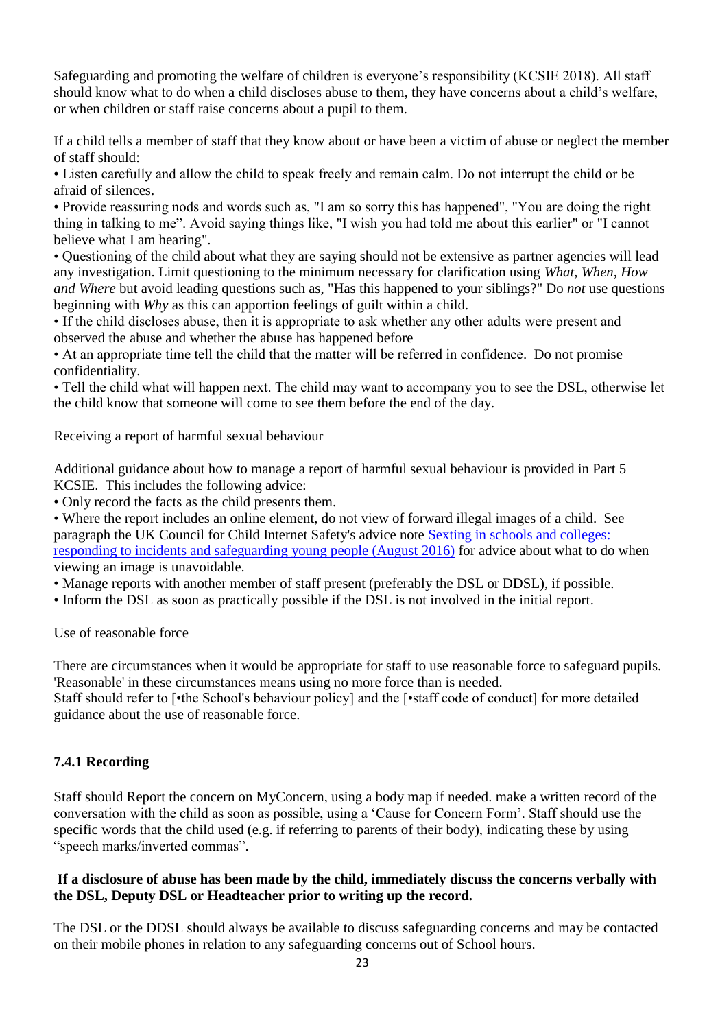Safeguarding and promoting the welfare of children is everyone's responsibility (KCSIE 2018). All staff should know what to do when a child discloses abuse to them, they have concerns about a child's welfare, or when children or staff raise concerns about a pupil to them.

If a child tells a member of staff that they know about or have been a victim of abuse or neglect the member of staff should:

- Listen carefully and allow the child to speak freely and remain calm. Do not interrupt the child or be afraid of silences.
- Provide reassuring nods and words such as, "I am so sorry this has happened", "You are doing the right thing in talking to me". Avoid saying things like, "I wish you had told me about this earlier" or "I cannot believe what I am hearing".
- Questioning of the child about what they are saying should not be extensive as partner agencies will lead any investigation. Limit questioning to the minimum necessary for clarification using *What, When, How and Where* but avoid leading questions such as, "Has this happened to your siblings?" Do *not* use questions beginning with *Why* as this can apportion feelings of guilt within a child.
- If the child discloses abuse, then it is appropriate to ask whether any other adults were present and observed the abuse and whether the abuse has happened before
- At an appropriate time tell the child that the matter will be referred in confidence. Do not promise confidentiality.
- Tell the child what will happen next. The child may want to accompany you to see the DSL, otherwise let the child know that someone will come to see them before the end of the day.

Receiving a report of harmful sexual behaviour

Additional guidance about how to manage a report of harmful sexual behaviour is provided in Part 5 KCSIE. This includes the following advice:

- Only record the facts as the child presents them.
- Where the report includes an online element, do not view of forward illegal images of a child. See paragraph the UK Council for Child Internet Safety's advice note [Sexting in schools and colleges: responding to incidents and safeguarding young people (August 2016)] for advice about what to do when viewing an image is unavoidable.
- Manage reports with another member of staff present (preferably the DSL or DDSL), if possible.
- Inform the DSL as soon as practically possible if the DSL is not involved in the initial report.

Use of reasonable force

There are circumstances when it would be appropriate for staff to use reasonable force to safeguard pupils. 'Reasonable' in these circumstances means using no more force than is needed.
Staff should refer to [•the School's behaviour policy] and the [•staff code of conduct] for more detailed guidance about the use of reasonable force.

### 7.4.1 Recording

Staff should Report the concern on MyConcern, using a body map if needed. make a written record of the conversation with the child as soon as possible, using a 'Cause for Concern Form'. Staff should use the specific words that the child used (e.g. if referring to parents of their body), indicating these by using "speech marks/inverted commas".

**If a disclosure of abuse has been made by the child, immediately discuss the concerns verbally with the DSL, Deputy DSL or Headteacher prior to writing up the record.**

The DSL or the DDSL should always be available to discuss safeguarding concerns and may be contacted on their mobile phones in relation to any safeguarding concerns out of School hours.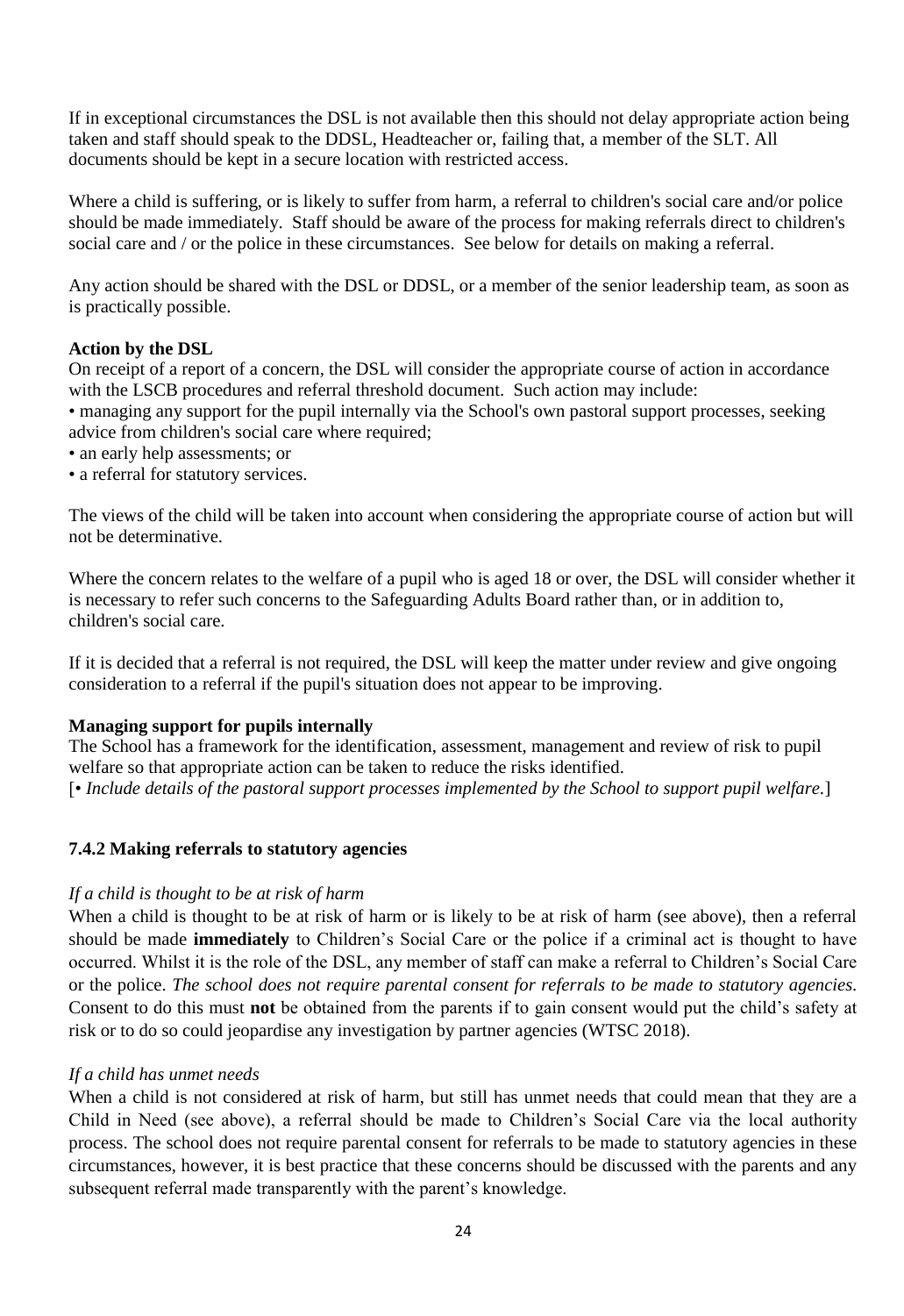If in exceptional circumstances the DSL is not available then this should not delay appropriate action being taken and staff should speak to the DDSL, Headteacher or, failing that, a member of the SLT. All documents should be kept in a secure location with restricted access.

Where a child is suffering, or is likely to suffer from harm, a referral to children's social care and/or police should be made immediately. Staff should be aware of the process for making referrals direct to children's social care and / or the police in these circumstances. See below for details on making a referral.

Any action should be shared with the DSL or DDSL, or a member of the senior leadership team, as soon as is practically possible.

**Action by the DSL**

On receipt of a report of a concern, the DSL will consider the appropriate course of action in accordance with the LSCB procedures and referral threshold document. Such action may include:

- managing any support for the pupil internally via the School's own pastoral support processes, seeking advice from children's social care where required;
- an early help assessments; or
- a referral for statutory services.

The views of the child will be taken into account when considering the appropriate course of action but will not be determinative.

Where the concern relates to the welfare of a pupil who is aged 18 or over, the DSL will consider whether it is necessary to refer such concerns to the Safeguarding Adults Board rather than, or in addition to, children's social care.

If it is decided that a referral is not required, the DSL will keep the matter under review and give ongoing consideration to a referral if the pupil's situation does not appear to be improving.

**Managing support for pupils internally**

The School has a framework for the identification, assessment, management and review of risk to pupil welfare so that appropriate action can be taken to reduce the risks identified.

[• *Include details of the pastoral support processes implemented by the School to support pupil welfare.*]

### 7.4.2 Making referrals to statutory agencies

*If a child is thought to be at risk of harm*

When a child is thought to be at risk of harm or is likely to be at risk of harm (see above), then a referral should be made **immediately** to Children's Social Care or the police if a criminal act is thought to have occurred. Whilst it is the role of the DSL, any member of staff can make a referral to Children's Social Care or the police. *The school does not require parental consent for referrals to be made to statutory agencies.* Consent to do this must **not** be obtained from the parents if to gain consent would put the child's safety at risk or to do so could jeopardise any investigation by partner agencies (WTSC 2018).

*If a child has unmet needs*

When a child is not considered at risk of harm, but still has unmet needs that could mean that they are a Child in Need (see above), a referral should be made to Children's Social Care via the local authority process. The school does not require parental consent for referrals to be made to statutory agencies in these circumstances, however, it is best practice that these concerns should be discussed with the parents and any subsequent referral made transparently with the parent's knowledge.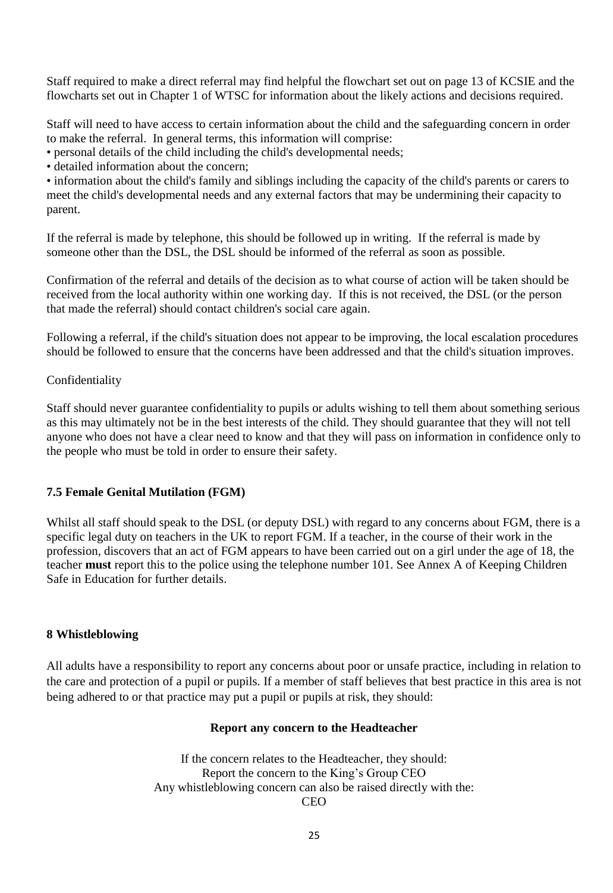Staff required to make a direct referral may find helpful the flowchart set out on page 13 of KCSIE and the flowcharts set out in Chapter 1 of WTSC for information about the likely actions and decisions required.

Staff will need to have access to certain information about the child and the safeguarding concern in order to make the referral. In general terms, this information will comprise:

- personal details of the child including the child's developmental needs;
- detailed information about the concern;
- information about the child's family and siblings including the capacity of the child's parents or carers to meet the child's developmental needs and any external factors that may be undermining their capacity to parent.

If the referral is made by telephone, this should be followed up in writing. If the referral is made by someone other than the DSL, the DSL should be informed of the referral as soon as possible.

Confirmation of the referral and details of the decision as to what course of action will be taken should be received from the local authority within one working day. If this is not received, the DSL (or the person that made the referral) should contact children's social care again.

Following a referral, if the child's situation does not appear to be improving, the local escalation procedures should be followed to ensure that the concerns have been addressed and that the child's situation improves.

Confidentiality

Staff should never guarantee confidentiality to pupils or adults wishing to tell them about something serious as this may ultimately not be in the best interests of the child. They should guarantee that they will not tell anyone who does not have a clear need to know and that they will pass on information in confidence only to the people who must be told in order to ensure their safety.

### 7.5 Female Genital Mutilation (FGM)

Whilst all staff should speak to the DSL (or deputy DSL) with regard to any concerns about FGM, there is a specific legal duty on teachers in the UK to report FGM. If a teacher, in the course of their work in the profession, discovers that an act of FGM appears to have been carried out on a girl under the age of 18, the teacher **must** report this to the police using the telephone number 101. See Annex A of Keeping Children Safe in Education for further details.

## 8 Whistleblowing

All adults have a responsibility to report any concerns about poor or unsafe practice, including in relation to the care and protection of a pupil or pupils. If a member of staff believes that best practice in this area is not being adhered to or that practice may put a pupil or pupils at risk, they should:

**Report any concern to the Headteacher**

If the concern relates to the Headteacher, they should:
Report the concern to the King's Group CEO
Any whistleblowing concern can also be raised directly with the:
CEO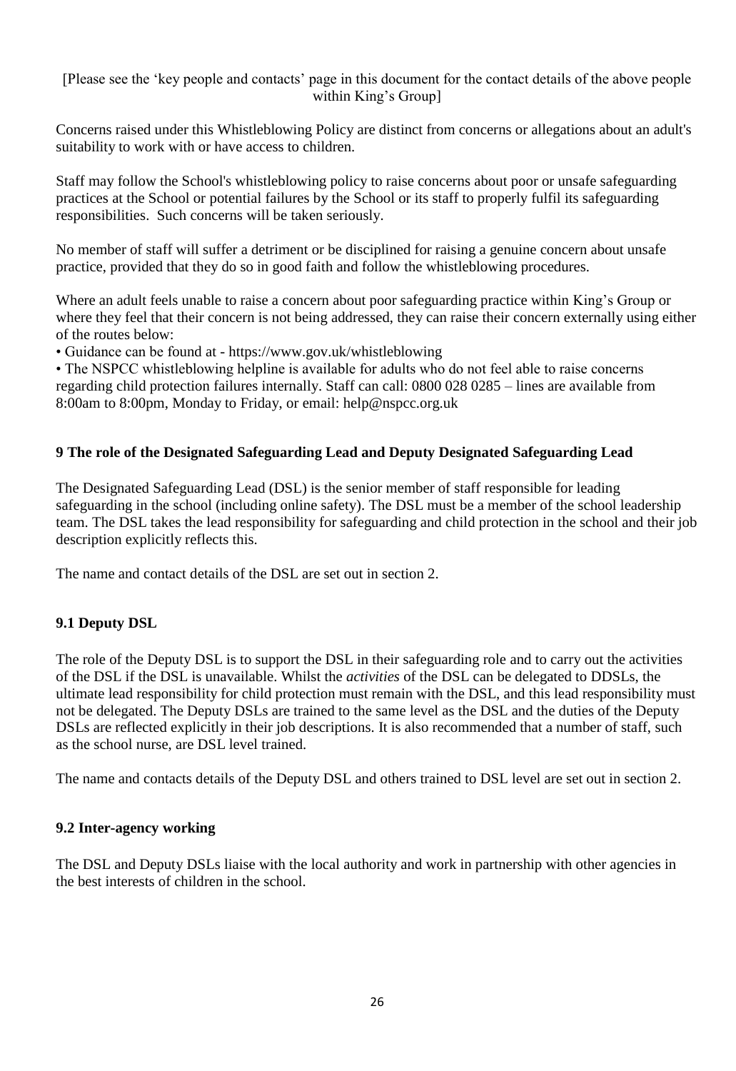[Please see the 'key people and contacts' page in this document for the contact details of the above people within King's Group]

Concerns raised under this Whistleblowing Policy are distinct from concerns or allegations about an adult's suitability to work with or have access to children.

Staff may follow the School's whistleblowing policy to raise concerns about poor or unsafe safeguarding practices at the School or potential failures by the School or its staff to properly fulfil its safeguarding responsibilities. Such concerns will be taken seriously.

No member of staff will suffer a detriment or be disciplined for raising a genuine concern about unsafe practice, provided that they do so in good faith and follow the whistleblowing procedures.

Where an adult feels unable to raise a concern about poor safeguarding practice within King's Group or where they feel that their concern is not being addressed, they can raise their concern externally using either of the routes below:

- Guidance can be found at - https://www.gov.uk/whistleblowing
- The NSPCC whistleblowing helpline is available for adults who do not feel able to raise concerns regarding child protection failures internally. Staff can call: 0800 028 0285 – lines are available from 8:00am to 8:00pm, Monday to Friday, or email: help@nspcc.org.uk

## 9 The role of the Designated Safeguarding Lead and Deputy Designated Safeguarding Lead

The Designated Safeguarding Lead (DSL) is the senior member of staff responsible for leading safeguarding in the school (including online safety). The DSL must be a member of the school leadership team. The DSL takes the lead responsibility for safeguarding and child protection in the school and their job description explicitly reflects this.

The name and contact details of the DSL are set out in section 2.

### 9.1 Deputy DSL

The role of the Deputy DSL is to support the DSL in their safeguarding role and to carry out the activities of the DSL if the DSL is unavailable. Whilst the *activities* of the DSL can be delegated to DDSLs, the ultimate lead responsibility for child protection must remain with the DSL, and this lead responsibility must not be delegated. The Deputy DSLs are trained to the same level as the DSL and the duties of the Deputy DSLs are reflected explicitly in their job descriptions. It is also recommended that a number of staff, such as the school nurse, are DSL level trained.

The name and contacts details of the Deputy DSL and others trained to DSL level are set out in section 2.

### 9.2 Inter-agency working

The DSL and Deputy DSLs liaise with the local authority and work in partnership with other agencies in the best interests of children in the school.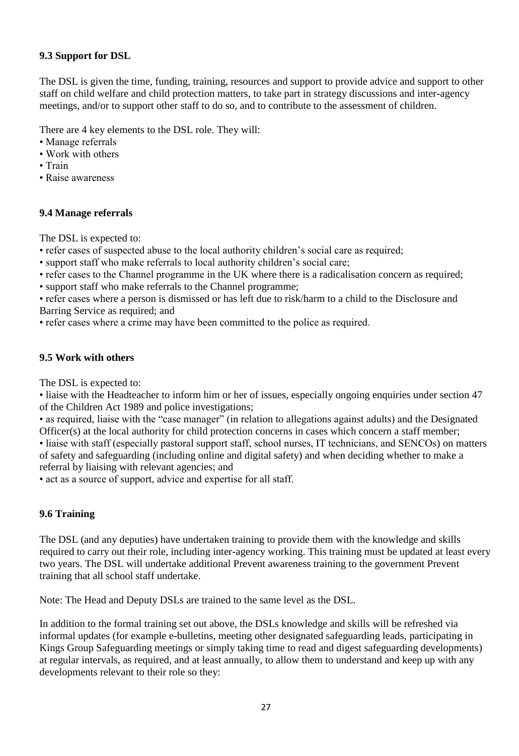### 9.3 Support for DSL

The DSL is given the time, funding, training, resources and support to provide advice and support to other staff on child welfare and child protection matters, to take part in strategy discussions and inter-agency meetings, and/or to support other staff to do so, and to contribute to the assessment of children.

There are 4 key elements to the DSL role. They will:

- Manage referrals
- Work with others
- Train
- Raise awareness

### 9.4 Manage referrals

The DSL is expected to:

- refer cases of suspected abuse to the local authority children's social care as required;
- support staff who make referrals to local authority children's social care;
- refer cases to the Channel programme in the UK where there is a radicalisation concern as required;
- support staff who make referrals to the Channel programme;
- refer cases where a person is dismissed or has left due to risk/harm to a child to the Disclosure and Barring Service as required; and
- refer cases where a crime may have been committed to the police as required.

### 9.5 Work with others

The DSL is expected to:

- liaise with the Headteacher to inform him or her of issues, especially ongoing enquiries under section 47 of the Children Act 1989 and police investigations;
- as required, liaise with the "case manager" (in relation to allegations against adults) and the Designated Officer(s) at the local authority for child protection concerns in cases which concern a staff member;
- liaise with staff (especially pastoral support staff, school nurses, IT technicians, and SENCOs) on matters of safety and safeguarding (including online and digital safety) and when deciding whether to make a referral by liaising with relevant agencies; and
- act as a source of support, advice and expertise for all staff.

### 9.6 Training

The DSL (and any deputies) have undertaken training to provide them with the knowledge and skills required to carry out their role, including inter-agency working. This training must be updated at least every two years. The DSL will undertake additional Prevent awareness training to the government Prevent training that all school staff undertake.

Note: The Head and Deputy DSLs are trained to the same level as the DSL.

In addition to the formal training set out above, the DSLs knowledge and skills will be refreshed via informal updates (for example e-bulletins, meeting other designated safeguarding leads, participating in Kings Group Safeguarding meetings or simply taking time to read and digest safeguarding developments) at regular intervals, as required, and at least annually, to allow them to understand and keep up with any developments relevant to their role so they: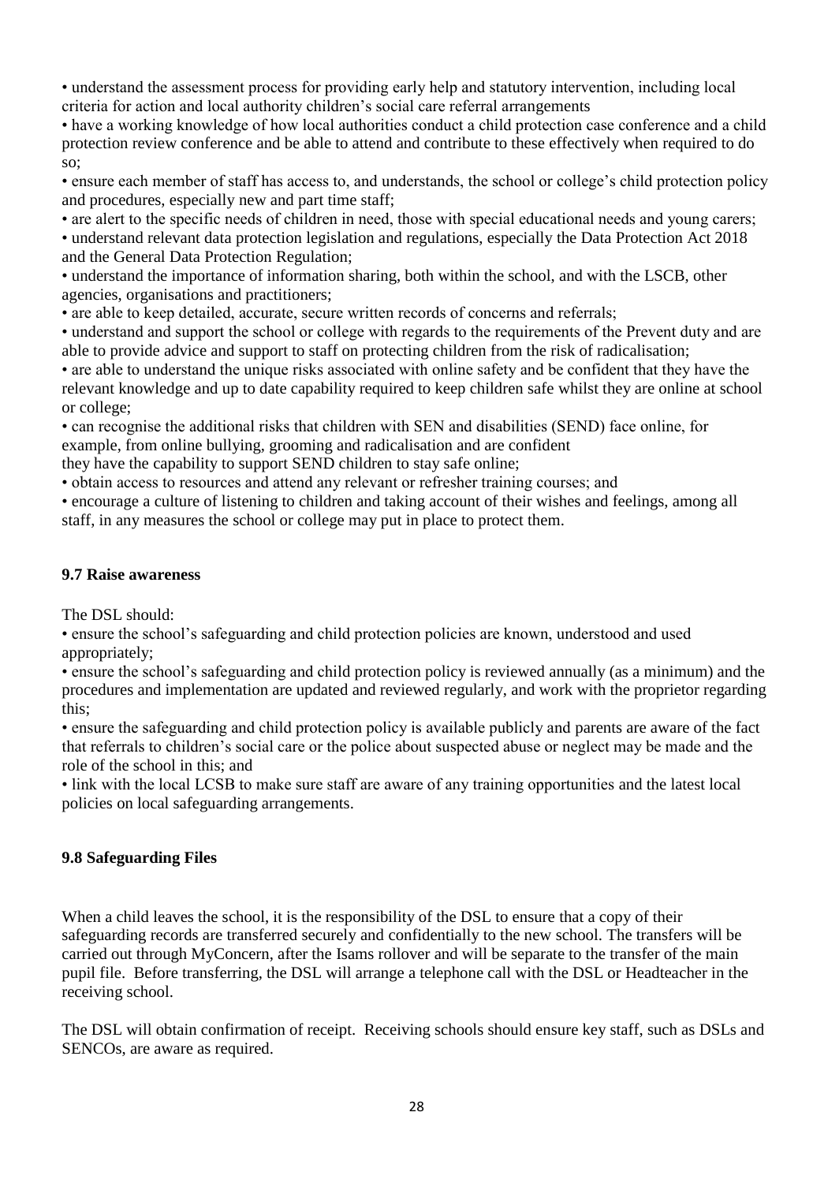- understand the assessment process for providing early help and statutory intervention, including local criteria for action and local authority children's social care referral arrangements
- have a working knowledge of how local authorities conduct a child protection case conference and a child protection review conference and be able to attend and contribute to these effectively when required to do so;
- ensure each member of staff has access to, and understands, the school or college's child protection policy and procedures, especially new and part time staff;
- are alert to the specific needs of children in need, those with special educational needs and young carers;
- understand relevant data protection legislation and regulations, especially the Data Protection Act 2018 and the General Data Protection Regulation;
- understand the importance of information sharing, both within the school, and with the LSCB, other agencies, organisations and practitioners;
- are able to keep detailed, accurate, secure written records of concerns and referrals;
- understand and support the school or college with regards to the requirements of the Prevent duty and are able to provide advice and support to staff on protecting children from the risk of radicalisation;
- are able to understand the unique risks associated with online safety and be confident that they have the relevant knowledge and up to date capability required to keep children safe whilst they are online at school or college;
- can recognise the additional risks that children with SEN and disabilities (SEND) face online, for example, from online bullying, grooming and radicalisation and are confident they have the capability to support SEND children to stay safe online;
- obtain access to resources and attend any relevant or refresher training courses; and
- encourage a culture of listening to children and taking account of their wishes and feelings, among all staff, in any measures the school or college may put in place to protect them.

### 9.7 Raise awareness

The DSL should:

- ensure the school's safeguarding and child protection policies are known, understood and used appropriately;
- ensure the school's safeguarding and child protection policy is reviewed annually (as a minimum) and the procedures and implementation are updated and reviewed regularly, and work with the proprietor regarding this;
- ensure the safeguarding and child protection policy is available publicly and parents are aware of the fact that referrals to children's social care or the police about suspected abuse or neglect may be made and the role of the school in this; and
- link with the local LCSB to make sure staff are aware of any training opportunities and the latest local policies on local safeguarding arrangements.

### 9.8 Safeguarding Files

When a child leaves the school, it is the responsibility of the DSL to ensure that a copy of their safeguarding records are transferred securely and confidentially to the new school. The transfers will be carried out through MyConcern, after the Isams rollover and will be separate to the transfer of the main pupil file. Before transferring, the DSL will arrange a telephone call with the DSL or Headteacher in the receiving school.

The DSL will obtain confirmation of receipt. Receiving schools should ensure key staff, such as DSLs and SENCOs, are aware as required.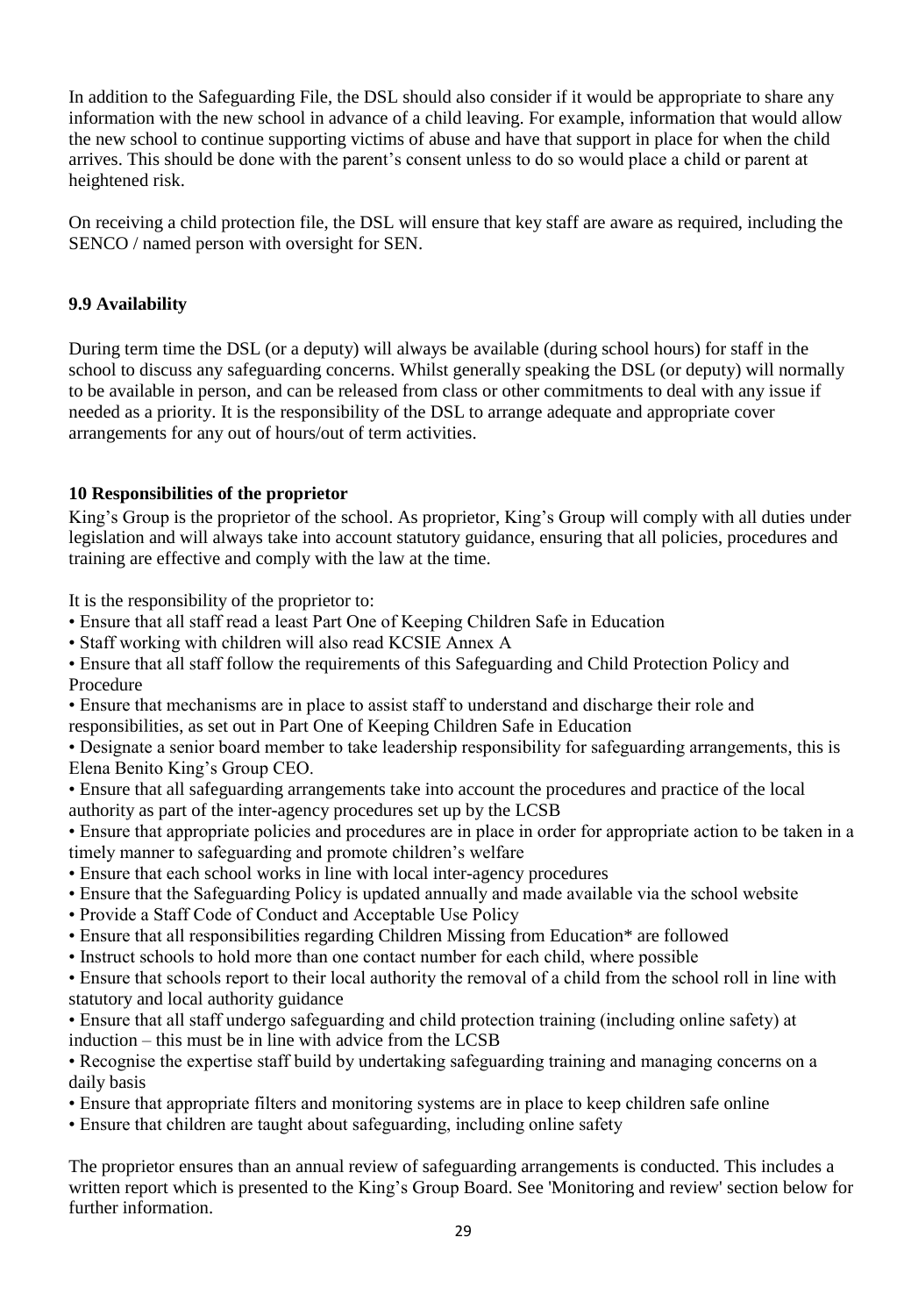In addition to the Safeguarding File, the DSL should also consider if it would be appropriate to share any information with the new school in advance of a child leaving. For example, information that would allow the new school to continue supporting victims of abuse and have that support in place for when the child arrives. This should be done with the parent's consent unless to do so would place a child or parent at heightened risk.

On receiving a child protection file, the DSL will ensure that key staff are aware as required, including the SENCO / named person with oversight for SEN.

### 9.9 Availability

During term time the DSL (or a deputy) will always be available (during school hours) for staff in the school to discuss any safeguarding concerns. Whilst generally speaking the DSL (or deputy) will normally to be available in person, and can be released from class or other commitments to deal with any issue if needed as a priority. It is the responsibility of the DSL to arrange adequate and appropriate cover arrangements for any out of hours/out of term activities.

## 10 Responsibilities of the proprietor

King's Group is the proprietor of the school. As proprietor, King's Group will comply with all duties under legislation and will always take into account statutory guidance, ensuring that all policies, procedures and training are effective and comply with the law at the time.

It is the responsibility of the proprietor to:

- Ensure that all staff read a least Part One of Keeping Children Safe in Education
- Staff working with children will also read KCSIE Annex A
- Ensure that all staff follow the requirements of this Safeguarding and Child Protection Policy and Procedure
- Ensure that mechanisms are in place to assist staff to understand and discharge their role and responsibilities, as set out in Part One of Keeping Children Safe in Education
- Designate a senior board member to take leadership responsibility for safeguarding arrangements, this is Elena Benito King's Group CEO.
- Ensure that all safeguarding arrangements take into account the procedures and practice of the local authority as part of the inter-agency procedures set up by the LCSB
- Ensure that appropriate policies and procedures are in place in order for appropriate action to be taken in a timely manner to safeguarding and promote children's welfare
- Ensure that each school works in line with local inter-agency procedures
- Ensure that the Safeguarding Policy is updated annually and made available via the school website
- Provide a Staff Code of Conduct and Acceptable Use Policy
- Ensure that all responsibilities regarding Children Missing from Education* are followed
- Instruct schools to hold more than one contact number for each child, where possible
- Ensure that schools report to their local authority the removal of a child from the school roll in line with statutory and local authority guidance
- Ensure that all staff undergo safeguarding and child protection training (including online safety) at induction – this must be in line with advice from the LCSB
- Recognise the expertise staff build by undertaking safeguarding training and managing concerns on a daily basis
- Ensure that appropriate filters and monitoring systems are in place to keep children safe online
- Ensure that children are taught about safeguarding, including online safety

The proprietor ensures than an annual review of safeguarding arrangements is conducted. This includes a written report which is presented to the King's Group Board. See 'Monitoring and review' section below for further information.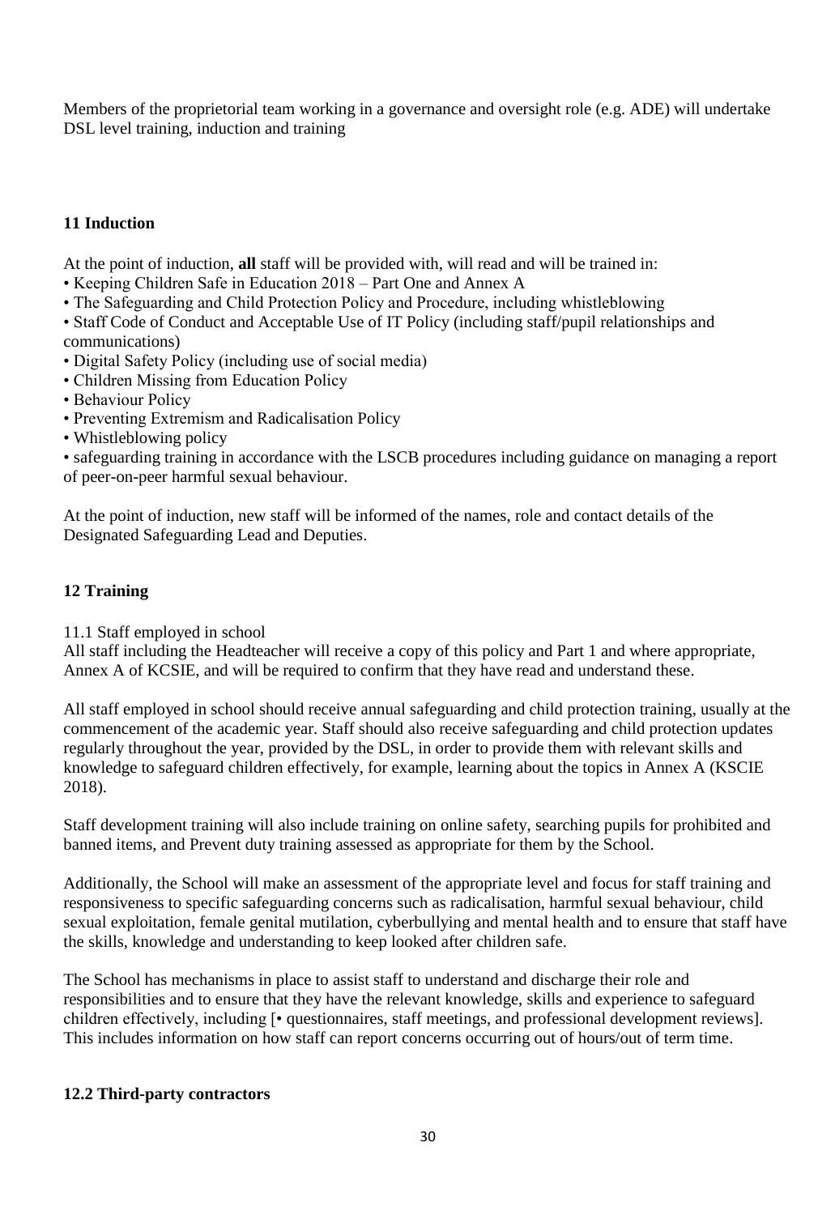Members of the proprietorial team working in a governance and oversight role (e.g. ADE) will undertake DSL level training, induction and training

## 11 Induction

At the point of induction, **all** staff will be provided with, will read and will be trained in:

- Keeping Children Safe in Education 2018 – Part One and Annex A
- The Safeguarding and Child Protection Policy and Procedure, including whistleblowing
- Staff Code of Conduct and Acceptable Use of IT Policy (including staff/pupil relationships and communications)
- Digital Safety Policy (including use of social media)
- Children Missing from Education Policy
- Behaviour Policy
- Preventing Extremism and Radicalisation Policy
- Whistleblowing policy
- safeguarding training in accordance with the LSCB procedures including guidance on managing a report of peer-on-peer harmful sexual behaviour.

At the point of induction, new staff will be informed of the names, role and contact details of the Designated Safeguarding Lead and Deputies.

## 12 Training

11.1 Staff employed in school

All staff including the Headteacher will receive a copy of this policy and Part 1 and where appropriate, Annex A of KCSIE, and will be required to confirm that they have read and understand these.

All staff employed in school should receive annual safeguarding and child protection training, usually at the commencement of the academic year. Staff should also receive safeguarding and child protection updates regularly throughout the year, provided by the DSL, in order to provide them with relevant skills and knowledge to safeguard children effectively, for example, learning about the topics in Annex A (KSCIE 2018).

Staff development training will also include training on online safety, searching pupils for prohibited and banned items, and Prevent duty training assessed as appropriate for them by the School.

Additionally, the School will make an assessment of the appropriate level and focus for staff training and responsiveness to specific safeguarding concerns such as radicalisation, harmful sexual behaviour, child sexual exploitation, female genital mutilation, cyberbullying and mental health and to ensure that staff have the skills, knowledge and understanding to keep looked after children safe.

The School has mechanisms in place to assist staff to understand and discharge their role and responsibilities and to ensure that they have the relevant knowledge, skills and experience to safeguard children effectively, including [• questionnaires, staff meetings, and professional development reviews]. This includes information on how staff can report concerns occurring out of hours/out of term time.

### 12.2 Third-party contractors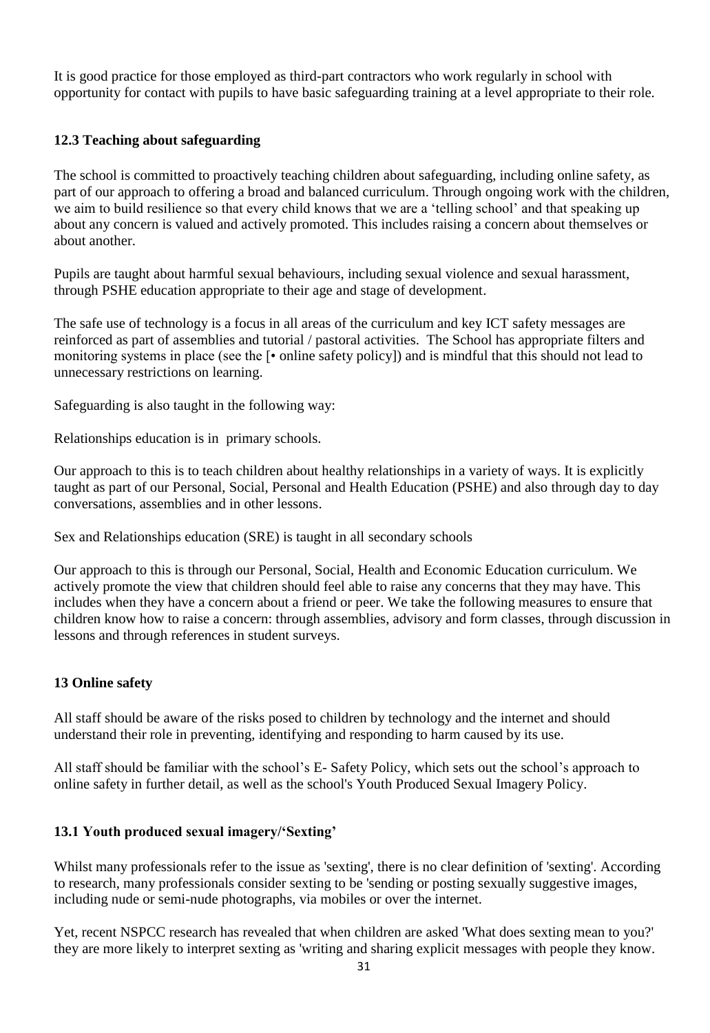It is good practice for those employed as third-part contractors who work regularly in school with opportunity for contact with pupils to have basic safeguarding training at a level appropriate to their role.

### 12.3 Teaching about safeguarding

The school is committed to proactively teaching children about safeguarding, including online safety, as part of our approach to offering a broad and balanced curriculum. Through ongoing work with the children, we aim to build resilience so that every child knows that we are a 'telling school' and that speaking up about any concern is valued and actively promoted. This includes raising a concern about themselves or about another.

Pupils are taught about harmful sexual behaviours, including sexual violence and sexual harassment, through PSHE education appropriate to their age and stage of development.

The safe use of technology is a focus in all areas of the curriculum and key ICT safety messages are reinforced as part of assemblies and tutorial / pastoral activities. The School has appropriate filters and monitoring systems in place (see the [• online safety policy]) and is mindful that this should not lead to unnecessary restrictions on learning.

Safeguarding is also taught in the following way:

Relationships education is in primary schools.

Our approach to this is to teach children about healthy relationships in a variety of ways. It is explicitly taught as part of our Personal, Social, Personal and Health Education (PSHE) and also through day to day conversations, assemblies and in other lessons.

Sex and Relationships education (SRE) is taught in all secondary schools

Our approach to this is through our Personal, Social, Health and Economic Education curriculum. We actively promote the view that children should feel able to raise any concerns that they may have. This includes when they have a concern about a friend or peer. We take the following measures to ensure that children know how to raise a concern: through assemblies, advisory and form classes, through discussion in lessons and through references in student surveys.

## 13 Online safety

All staff should be aware of the risks posed to children by technology and the internet and should understand their role in preventing, identifying and responding to harm caused by its use.

All staff should be familiar with the school's E- Safety Policy, which sets out the school's approach to online safety in further detail, as well as the school's Youth Produced Sexual Imagery Policy.

### 13.1 Youth produced sexual imagery/'Sexting'

Whilst many professionals refer to the issue as 'sexting', there is no clear definition of 'sexting'. According to research, many professionals consider sexting to be 'sending or posting sexually suggestive images, including nude or semi-nude photographs, via mobiles or over the internet.

Yet, recent NSPCC research has revealed that when children are asked 'What does sexting mean to you?' they are more likely to interpret sexting as 'writing and sharing explicit messages with people they know.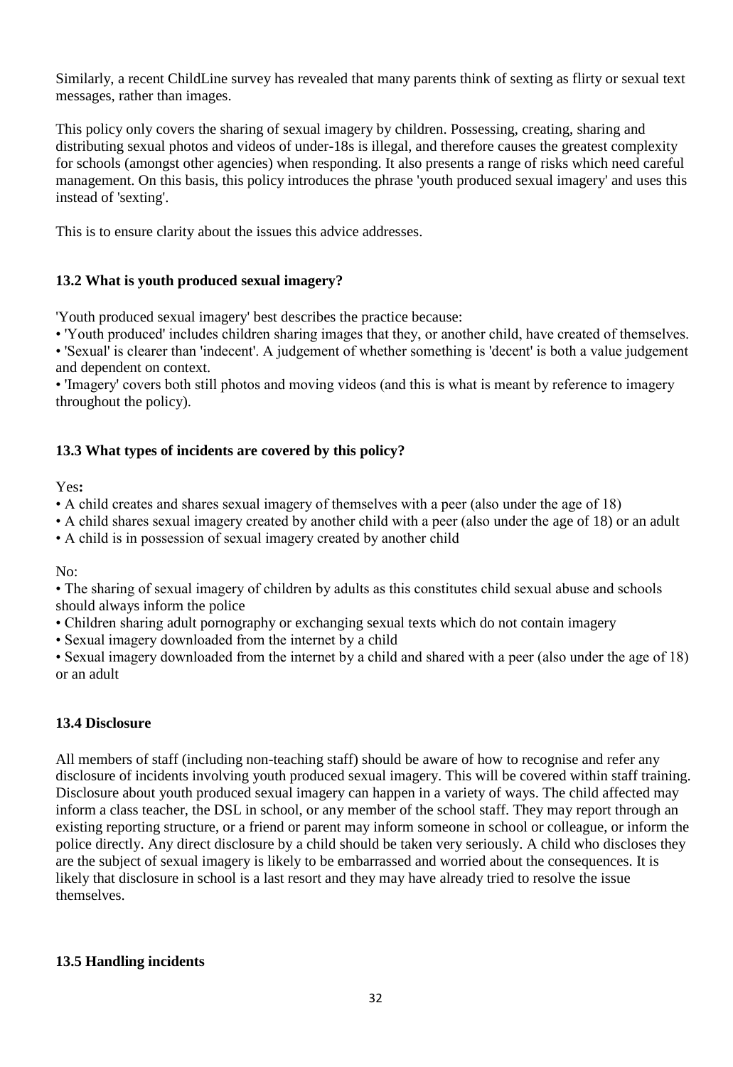Similarly, a recent ChildLine survey has revealed that many parents think of sexting as flirty or sexual text messages, rather than images.

This policy only covers the sharing of sexual imagery by children. Possessing, creating, sharing and distributing sexual photos and videos of under-18s is illegal, and therefore causes the greatest complexity for schools (amongst other agencies) when responding. It also presents a range of risks which need careful management. On this basis, this policy introduces the phrase 'youth produced sexual imagery' and uses this instead of 'sexting'.

This is to ensure clarity about the issues this advice addresses.

### 13.2 What is youth produced sexual imagery?

'Youth produced sexual imagery' best describes the practice because:

- 'Youth produced' includes children sharing images that they, or another child, have created of themselves.
- 'Sexual' is clearer than 'indecent'. A judgement of whether something is 'decent' is both a value judgement and dependent on context.
- 'Imagery' covers both still photos and moving videos (and this is what is meant by reference to imagery throughout the policy).

### 13.3 What types of incidents are covered by this policy?

Yes**:**

- A child creates and shares sexual imagery of themselves with a peer (also under the age of 18)
- A child shares sexual imagery created by another child with a peer (also under the age of 18) or an adult
- A child is in possession of sexual imagery created by another child

No:

- The sharing of sexual imagery of children by adults as this constitutes child sexual abuse and schools should always inform the police
- Children sharing adult pornography or exchanging sexual texts which do not contain imagery
- Sexual imagery downloaded from the internet by a child
- Sexual imagery downloaded from the internet by a child and shared with a peer (also under the age of 18) or an adult

### 13.4 Disclosure

All members of staff (including non-teaching staff) should be aware of how to recognise and refer any disclosure of incidents involving youth produced sexual imagery. This will be covered within staff training. Disclosure about youth produced sexual imagery can happen in a variety of ways. The child affected may inform a class teacher, the DSL in school, or any member of the school staff. They may report through an existing reporting structure, or a friend or parent may inform someone in school or colleague, or inform the police directly. Any direct disclosure by a child should be taken very seriously. A child who discloses they are the subject of sexual imagery is likely to be embarrassed and worried about the consequences. It is likely that disclosure in school is a last resort and they may have already tried to resolve the issue themselves.

### 13.5 Handling incidents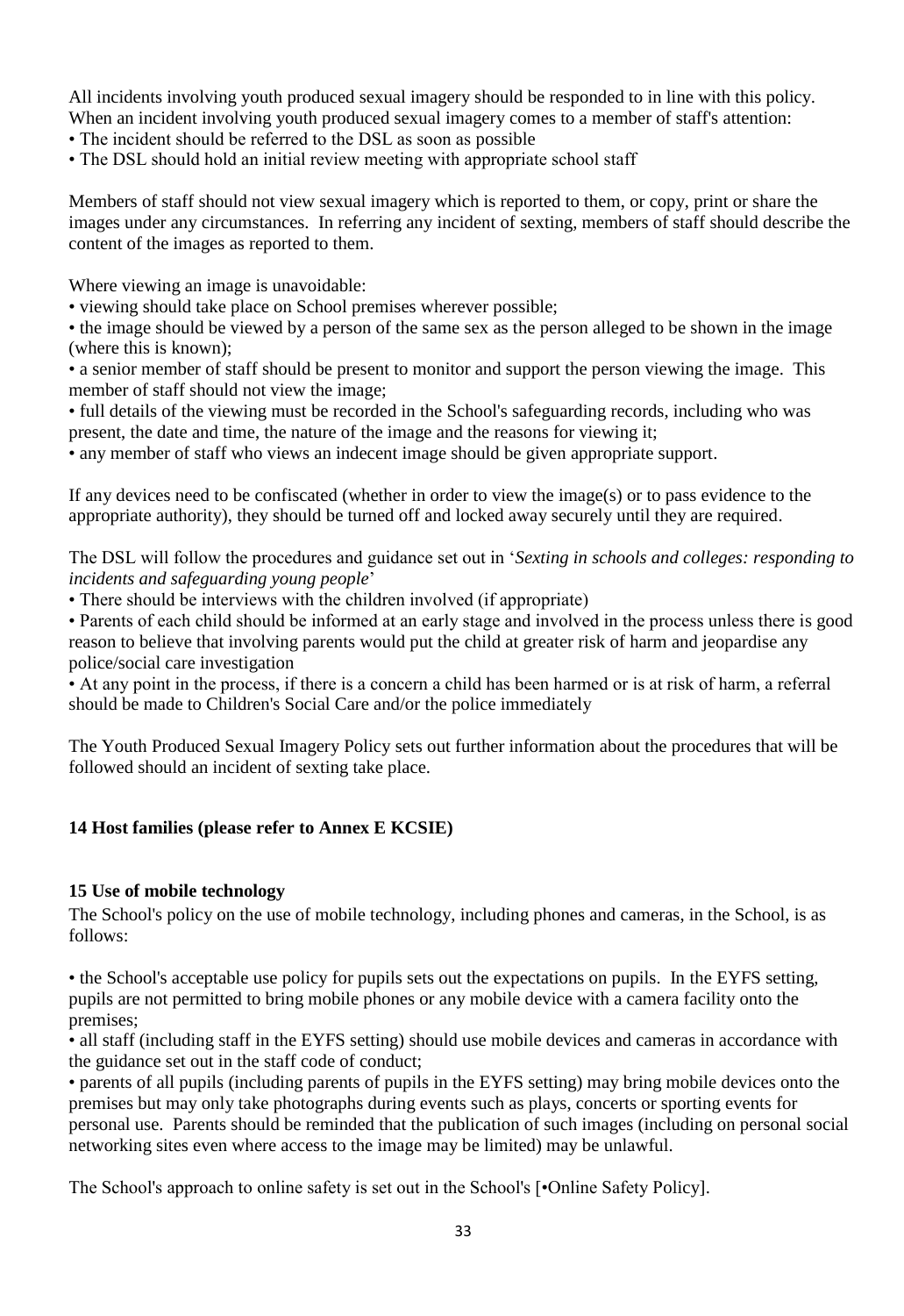All incidents involving youth produced sexual imagery should be responded to in line with this policy. When an incident involving youth produced sexual imagery comes to a member of staff's attention:

- The incident should be referred to the DSL as soon as possible
- The DSL should hold an initial review meeting with appropriate school staff

Members of staff should not view sexual imagery which is reported to them, or copy, print or share the images under any circumstances. In referring any incident of sexting, members of staff should describe the content of the images as reported to them.

Where viewing an image is unavoidable:

- viewing should take place on School premises wherever possible;
- the image should be viewed by a person of the same sex as the person alleged to be shown in the image (where this is known);
- a senior member of staff should be present to monitor and support the person viewing the image. This member of staff should not view the image;
- full details of the viewing must be recorded in the School's safeguarding records, including who was present, the date and time, the nature of the image and the reasons for viewing it;
- any member of staff who views an indecent image should be given appropriate support.

If any devices need to be confiscated (whether in order to view the image(s) or to pass evidence to the appropriate authority), they should be turned off and locked away securely until they are required.

The DSL will follow the procedures and guidance set out in '*Sexting in schools and colleges: responding to incidents and safeguarding young people*'

- There should be interviews with the children involved (if appropriate)
- Parents of each child should be informed at an early stage and involved in the process unless there is good reason to believe that involving parents would put the child at greater risk of harm and jeopardise any police/social care investigation
- At any point in the process, if there is a concern a child has been harmed or is at risk of harm, a referral should be made to Children's Social Care and/or the police immediately

The Youth Produced Sexual Imagery Policy sets out further information about the procedures that will be followed should an incident of sexting take place.

**14 Host families (please refer to Annex E KCSIE)**

**15 Use of mobile technology**

The School's policy on the use of mobile technology, including phones and cameras, in the School, is as follows:

- the School's acceptable use policy for pupils sets out the expectations on pupils. In the EYFS setting, pupils are not permitted to bring mobile phones or any mobile device with a camera facility onto the premises;
- all staff (including staff in the EYFS setting) should use mobile devices and cameras in accordance with the guidance set out in the staff code of conduct;
- parents of all pupils (including parents of pupils in the EYFS setting) may bring mobile devices onto the premises but may only take photographs during events such as plays, concerts or sporting events for personal use. Parents should be reminded that the publication of such images (including on personal social networking sites even where access to the image may be limited) may be unlawful.

The School's approach to online safety is set out in the School's [•Online Safety Policy].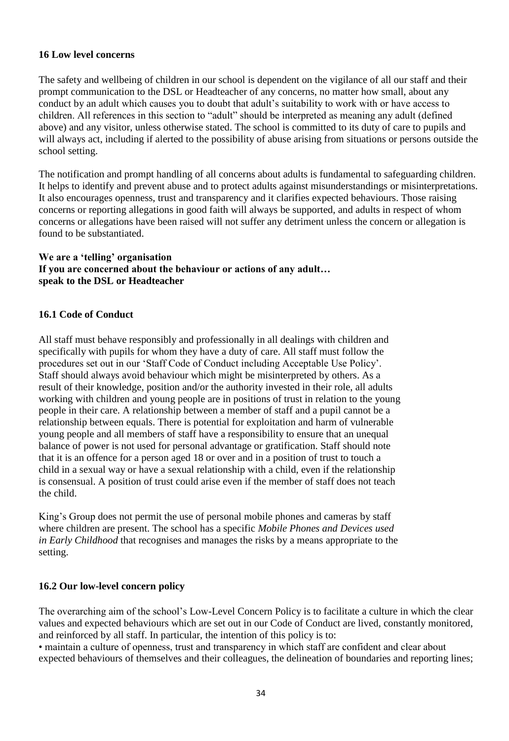## 16 Low level concerns

The safety and wellbeing of children in our school is dependent on the vigilance of all our staff and their prompt communication to the DSL or Headteacher of any concerns, no matter how small, about any conduct by an adult which causes you to doubt that adult's suitability to work with or have access to children. All references in this section to "adult" should be interpreted as meaning any adult (defined above) and any visitor, unless otherwise stated. The school is committed to its duty of care to pupils and will always act, including if alerted to the possibility of abuse arising from situations or persons outside the school setting.

The notification and prompt handling of all concerns about adults is fundamental to safeguarding children. It helps to identify and prevent abuse and to protect adults against misunderstandings or misinterpretations. It also encourages openness, trust and transparency and it clarifies expected behaviours. Those raising concerns or reporting allegations in good faith will always be supported, and adults in respect of whom concerns or allegations have been raised will not suffer any detriment unless the concern or allegation is found to be substantiated.

**We are a 'telling' organisation**
**If you are concerned about the behaviour or actions of any adult…**
**speak to the DSL or Headteacher**

### 16.1 Code of Conduct

All staff must behave responsibly and professionally in all dealings with children and specifically with pupils for whom they have a duty of care. All staff must follow the procedures set out in our 'Staff Code of Conduct including Acceptable Use Policy'. Staff should always avoid behaviour which might be misinterpreted by others. As a result of their knowledge, position and/or the authority invested in their role, all adults working with children and young people are in positions of trust in relation to the young people in their care. A relationship between a member of staff and a pupil cannot be a relationship between equals. There is potential for exploitation and harm of vulnerable young people and all members of staff have a responsibility to ensure that an unequal balance of power is not used for personal advantage or gratification. Staff should note that it is an offence for a person aged 18 or over and in a position of trust to touch a child in a sexual way or have a sexual relationship with a child, even if the relationship is consensual. A position of trust could arise even if the member of staff does not teach the child.

King's Group does not permit the use of personal mobile phones and cameras by staff where children are present. The school has a specific *Mobile Phones and Devices used in Early Childhood* that recognises and manages the risks by a means appropriate to the setting.

### 16.2 Our low-level concern policy

The overarching aim of the school's Low-Level Concern Policy is to facilitate a culture in which the clear values and expected behaviours which are set out in our Code of Conduct are lived, constantly monitored, and reinforced by all staff. In particular, the intention of this policy is to:

- maintain a culture of openness, trust and transparency in which staff are confident and clear about expected behaviours of themselves and their colleagues, the delineation of boundaries and reporting lines;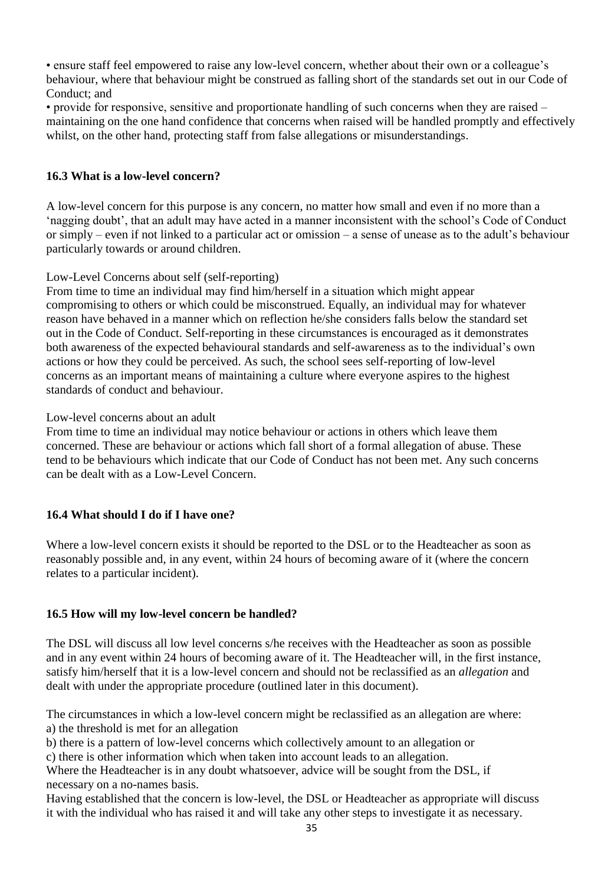- ensure staff feel empowered to raise any low-level concern, whether about their own or a colleague's behaviour, where that behaviour might be construed as falling short of the standards set out in our Code of Conduct; and
- provide for responsive, sensitive and proportionate handling of such concerns when they are raised – maintaining on the one hand confidence that concerns when raised will be handled promptly and effectively whilst, on the other hand, protecting staff from false allegations or misunderstandings.

### 16.3 What is a low-level concern?

A low-level concern for this purpose is any concern, no matter how small and even if no more than a 'nagging doubt', that an adult may have acted in a manner inconsistent with the school's Code of Conduct or simply – even if not linked to a particular act or omission – a sense of unease as to the adult's behaviour particularly towards or around children.

Low-Level Concerns about self (self-reporting)

From time to time an individual may find him/herself in a situation which might appear compromising to others or which could be misconstrued. Equally, an individual may for whatever reason have behaved in a manner which on reflection he/she considers falls below the standard set out in the Code of Conduct. Self-reporting in these circumstances is encouraged as it demonstrates both awareness of the expected behavioural standards and self-awareness as to the individual's own actions or how they could be perceived. As such, the school sees self-reporting of low-level concerns as an important means of maintaining a culture where everyone aspires to the highest standards of conduct and behaviour.

Low-level concerns about an adult

From time to time an individual may notice behaviour or actions in others which leave them concerned. These are behaviour or actions which fall short of a formal allegation of abuse. These tend to be behaviours which indicate that our Code of Conduct has not been met. Any such concerns can be dealt with as a Low-Level Concern.

### 16.4 What should I do if I have one?

Where a low-level concern exists it should be reported to the DSL or to the Headteacher as soon as reasonably possible and, in any event, within 24 hours of becoming aware of it (where the concern relates to a particular incident).

### 16.5 How will my low-level concern be handled?

The DSL will discuss all low level concerns s/he receives with the Headteacher as soon as possible and in any event within 24 hours of becoming aware of it. The Headteacher will, in the first instance, satisfy him/herself that it is a low-level concern and should not be reclassified as an *allegation* and dealt with under the appropriate procedure (outlined later in this document).

The circumstances in which a low-level concern might be reclassified as an allegation are where:
a) the threshold is met for an allegation
b) there is a pattern of low-level concerns which collectively amount to an allegation or
c) there is other information which when taken into account leads to an allegation.
Where the Headteacher is in any doubt whatsoever, advice will be sought from the DSL, if necessary on a no-names basis.
Having established that the concern is low-level, the DSL or Headteacher as appropriate will discuss it with the individual who has raised it and will take any other steps to investigate it as necessary.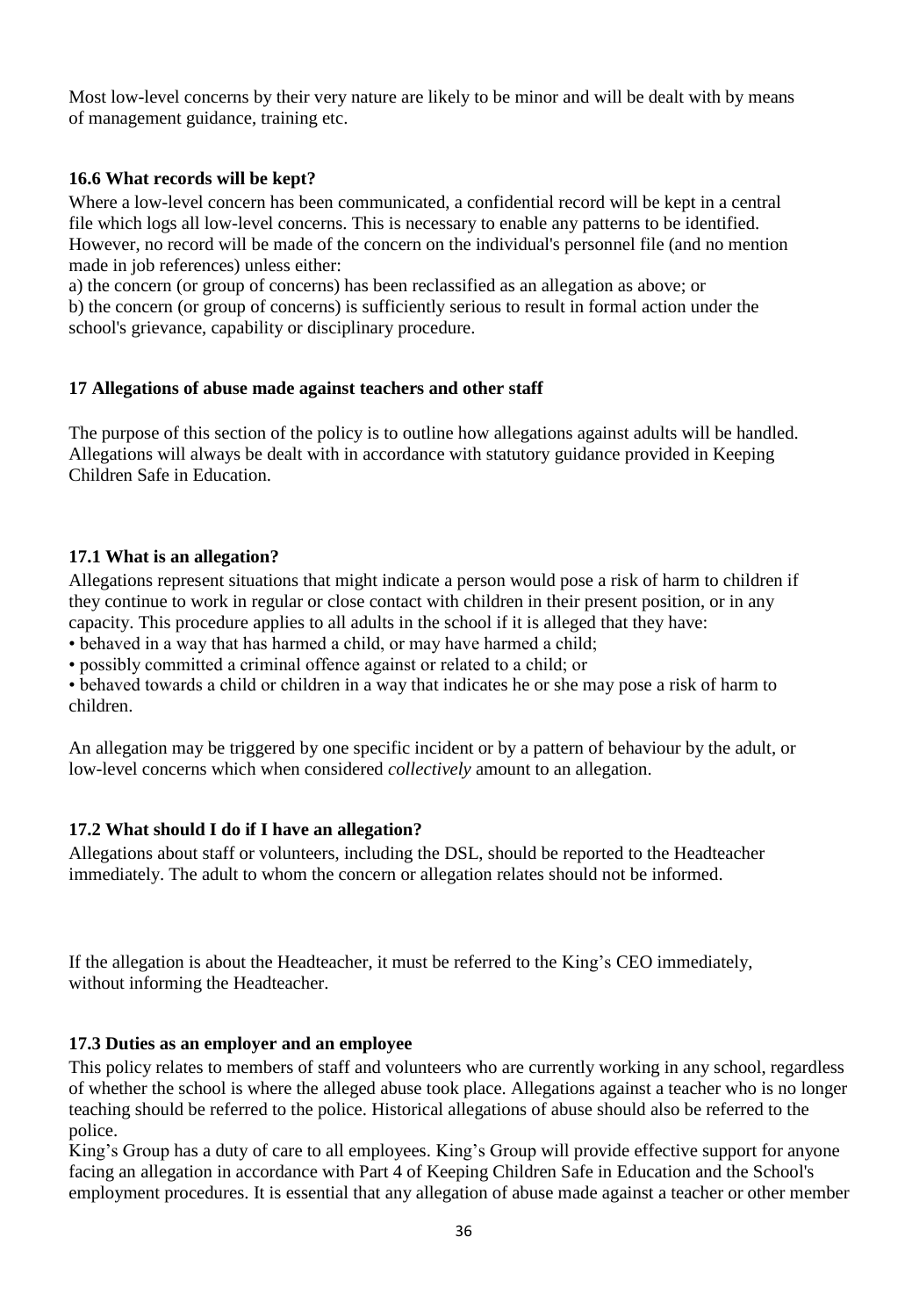Most low-level concerns by their very nature are likely to be minor and will be dealt with by means of management guidance, training etc.

### 16.6 What records will be kept?

Where a low-level concern has been communicated, a confidential record will be kept in a central file which logs all low-level concerns. This is necessary to enable any patterns to be identified. However, no record will be made of the concern on the individual's personnel file (and no mention made in job references) unless either:

a) the concern (or group of concerns) has been reclassified as an allegation as above; or
b) the concern (or group of concerns) is sufficiently serious to result in formal action under the school's grievance, capability or disciplinary procedure.

## 17 Allegations of abuse made against teachers and other staff

The purpose of this section of the policy is to outline how allegations against adults will be handled. Allegations will always be dealt with in accordance with statutory guidance provided in Keeping Children Safe in Education.

### 17.1 What is an allegation?

Allegations represent situations that might indicate a person would pose a risk of harm to children if they continue to work in regular or close contact with children in their present position, or in any capacity. This procedure applies to all adults in the school if it is alleged that they have:

- behaved in a way that has harmed a child, or may have harmed a child;
- possibly committed a criminal offence against or related to a child; or
- behaved towards a child or children in a way that indicates he or she may pose a risk of harm to children.

An allegation may be triggered by one specific incident or by a pattern of behaviour by the adult, or low-level concerns which when considered *collectively* amount to an allegation.

### 17.2 What should I do if I have an allegation?

Allegations about staff or volunteers, including the DSL, should be reported to the Headteacher immediately. The adult to whom the concern or allegation relates should not be informed.

If the allegation is about the Headteacher, it must be referred to the King's CEO immediately, without informing the Headteacher.

### 17.3 Duties as an employer and an employee

This policy relates to members of staff and volunteers who are currently working in any school, regardless of whether the school is where the alleged abuse took place. Allegations against a teacher who is no longer teaching should be referred to the police. Historical allegations of abuse should also be referred to the police.

King's Group has a duty of care to all employees. King's Group will provide effective support for anyone facing an allegation in accordance with Part 4 of Keeping Children Safe in Education and the School's employment procedures. It is essential that any allegation of abuse made against a teacher or other member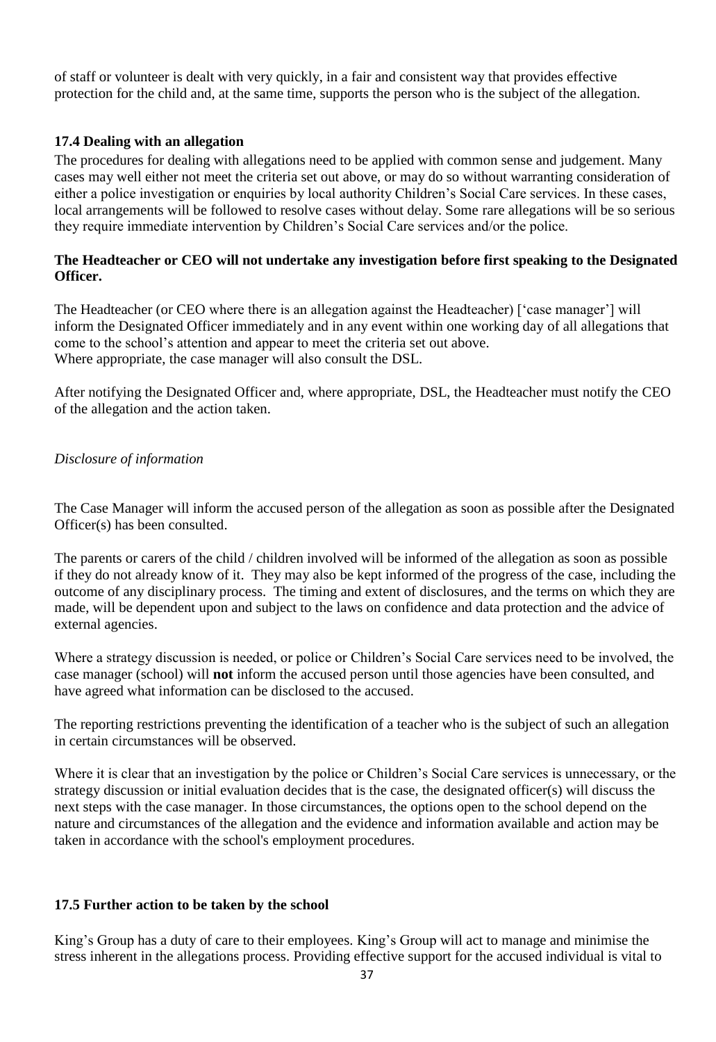of staff or volunteer is dealt with very quickly, in a fair and consistent way that provides effective protection for the child and, at the same time, supports the person who is the subject of the allegation.

### 17.4 Dealing with an allegation

The procedures for dealing with allegations need to be applied with common sense and judgement. Many cases may well either not meet the criteria set out above, or may do so without warranting consideration of either a police investigation or enquiries by local authority Children's Social Care services. In these cases, local arrangements will be followed to resolve cases without delay. Some rare allegations will be so serious they require immediate intervention by Children's Social Care services and/or the police.

**The Headteacher or CEO will not undertake any investigation before first speaking to the Designated Officer.**

The Headteacher (or CEO where there is an allegation against the Headteacher) ['case manager'] will inform the Designated Officer immediately and in any event within one working day of all allegations that come to the school's attention and appear to meet the criteria set out above.
Where appropriate, the case manager will also consult the DSL.

After notifying the Designated Officer and, where appropriate, DSL, the Headteacher must notify the CEO of the allegation and the action taken.

*Disclosure of information*

The Case Manager will inform the accused person of the allegation as soon as possible after the Designated Officer(s) has been consulted.

The parents or carers of the child / children involved will be informed of the allegation as soon as possible if they do not already know of it. They may also be kept informed of the progress of the case, including the outcome of any disciplinary process. The timing and extent of disclosures, and the terms on which they are made, will be dependent upon and subject to the laws on confidence and data protection and the advice of external agencies.

Where a strategy discussion is needed, or police or Children's Social Care services need to be involved, the case manager (school) will **not** inform the accused person until those agencies have been consulted, and have agreed what information can be disclosed to the accused.

The reporting restrictions preventing the identification of a teacher who is the subject of such an allegation in certain circumstances will be observed.

Where it is clear that an investigation by the police or Children's Social Care services is unnecessary, or the strategy discussion or initial evaluation decides that is the case, the designated officer(s) will discuss the next steps with the case manager. In those circumstances, the options open to the school depend on the nature and circumstances of the allegation and the evidence and information available and action may be taken in accordance with the school's employment procedures.

### 17.5 Further action to be taken by the school

King's Group has a duty of care to their employees. King's Group will act to manage and minimise the stress inherent in the allegations process. Providing effective support for the accused individual is vital to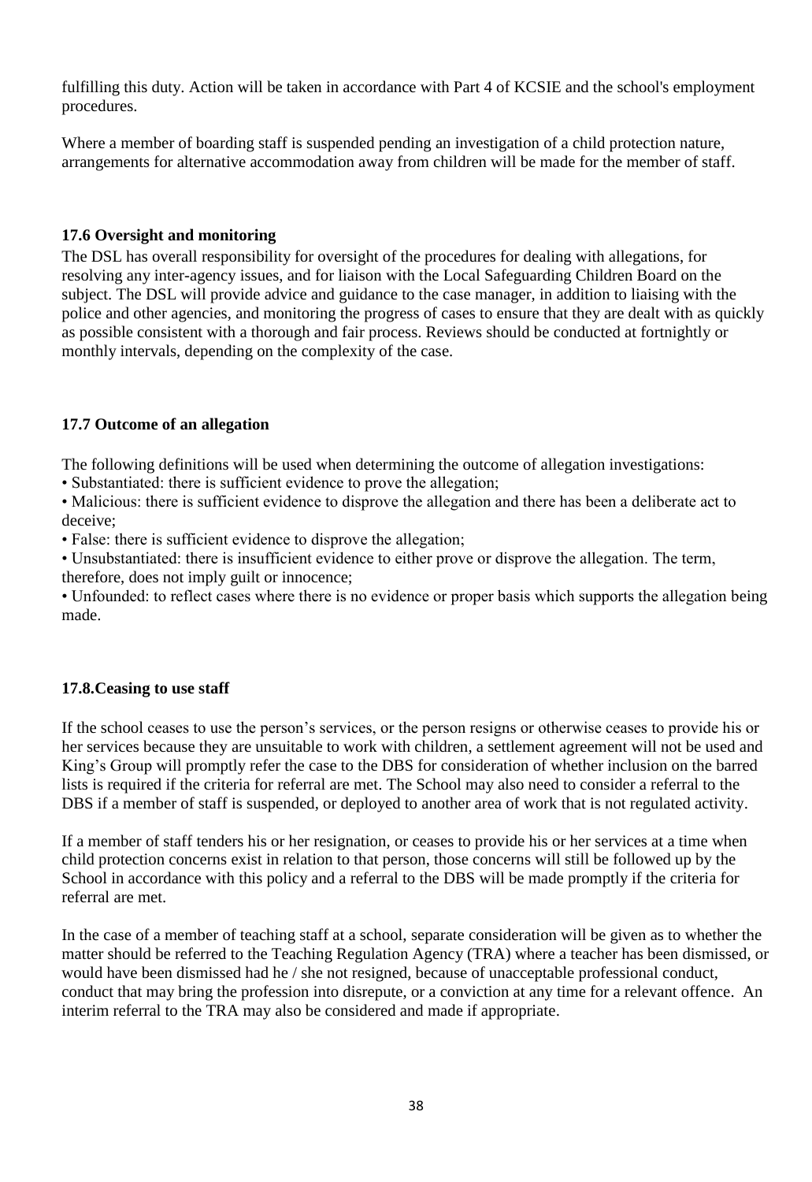fulfilling this duty. Action will be taken in accordance with Part 4 of KCSIE and the school's employment procedures.

Where a member of boarding staff is suspended pending an investigation of a child protection nature, arrangements for alternative accommodation away from children will be made for the member of staff.

### 17.6 Oversight and monitoring

The DSL has overall responsibility for oversight of the procedures for dealing with allegations, for resolving any inter-agency issues, and for liaison with the Local Safeguarding Children Board on the subject. The DSL will provide advice and guidance to the case manager, in addition to liaising with the police and other agencies, and monitoring the progress of cases to ensure that they are dealt with as quickly as possible consistent with a thorough and fair process. Reviews should be conducted at fortnightly or monthly intervals, depending on the complexity of the case.

### 17.7 Outcome of an allegation

The following definitions will be used when determining the outcome of allegation investigations:

- Substantiated: there is sufficient evidence to prove the allegation;
- Malicious: there is sufficient evidence to disprove the allegation and there has been a deliberate act to deceive;
- False: there is sufficient evidence to disprove the allegation;
- Unsubstantiated: there is insufficient evidence to either prove or disprove the allegation. The term, therefore, does not imply guilt or innocence;
- Unfounded: to reflect cases where there is no evidence or proper basis which supports the allegation being made.

### 17.8.Ceasing to use staff

If the school ceases to use the person's services, or the person resigns or otherwise ceases to provide his or her services because they are unsuitable to work with children, a settlement agreement will not be used and King's Group will promptly refer the case to the DBS for consideration of whether inclusion on the barred lists is required if the criteria for referral are met. The School may also need to consider a referral to the DBS if a member of staff is suspended, or deployed to another area of work that is not regulated activity.

If a member of staff tenders his or her resignation, or ceases to provide his or her services at a time when child protection concerns exist in relation to that person, those concerns will still be followed up by the School in accordance with this policy and a referral to the DBS will be made promptly if the criteria for referral are met.

In the case of a member of teaching staff at a school, separate consideration will be given as to whether the matter should be referred to the Teaching Regulation Agency (TRA) where a teacher has been dismissed, or would have been dismissed had he / she not resigned, because of unacceptable professional conduct, conduct that may bring the profession into disrepute, or a conviction at any time for a relevant offence. An interim referral to the TRA may also be considered and made if appropriate.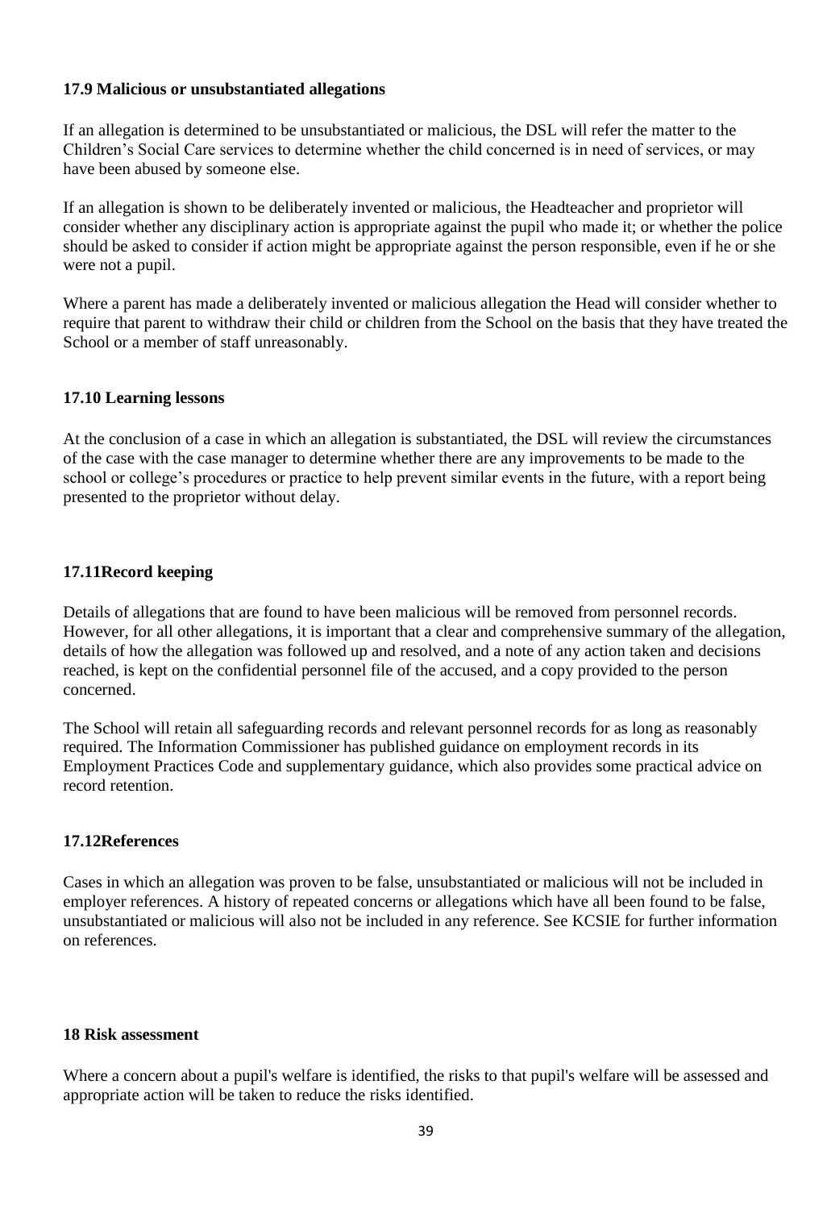### 17.9 Malicious or unsubstantiated allegations

If an allegation is determined to be unsubstantiated or malicious, the DSL will refer the matter to the Children's Social Care services to determine whether the child concerned is in need of services, or may have been abused by someone else.

If an allegation is shown to be deliberately invented or malicious, the Headteacher and proprietor will consider whether any disciplinary action is appropriate against the pupil who made it; or whether the police should be asked to consider if action might be appropriate against the person responsible, even if he or she were not a pupil.

Where a parent has made a deliberately invented or malicious allegation the Head will consider whether to require that parent to withdraw their child or children from the School on the basis that they have treated the School or a member of staff unreasonably.

### 17.10 Learning lessons

At the conclusion of a case in which an allegation is substantiated, the DSL will review the circumstances of the case with the case manager to determine whether there are any improvements to be made to the school or college's procedures or practice to help prevent similar events in the future, with a report being presented to the proprietor without delay.

### 17.11Record keeping

Details of allegations that are found to have been malicious will be removed from personnel records. However, for all other allegations, it is important that a clear and comprehensive summary of the allegation, details of how the allegation was followed up and resolved, and a note of any action taken and decisions reached, is kept on the confidential personnel file of the accused, and a copy provided to the person concerned.

The School will retain all safeguarding records and relevant personnel records for as long as reasonably required. The Information Commissioner has published guidance on employment records in its Employment Practices Code and supplementary guidance, which also provides some practical advice on record retention.

### 17.12References

Cases in which an allegation was proven to be false, unsubstantiated or malicious will not be included in employer references. A history of repeated concerns or allegations which have all been found to be false, unsubstantiated or malicious will also not be included in any reference. See KCSIE for further information on references.

## 18 Risk assessment

Where a concern about a pupil's welfare is identified, the risks to that pupil's welfare will be assessed and appropriate action will be taken to reduce the risks identified.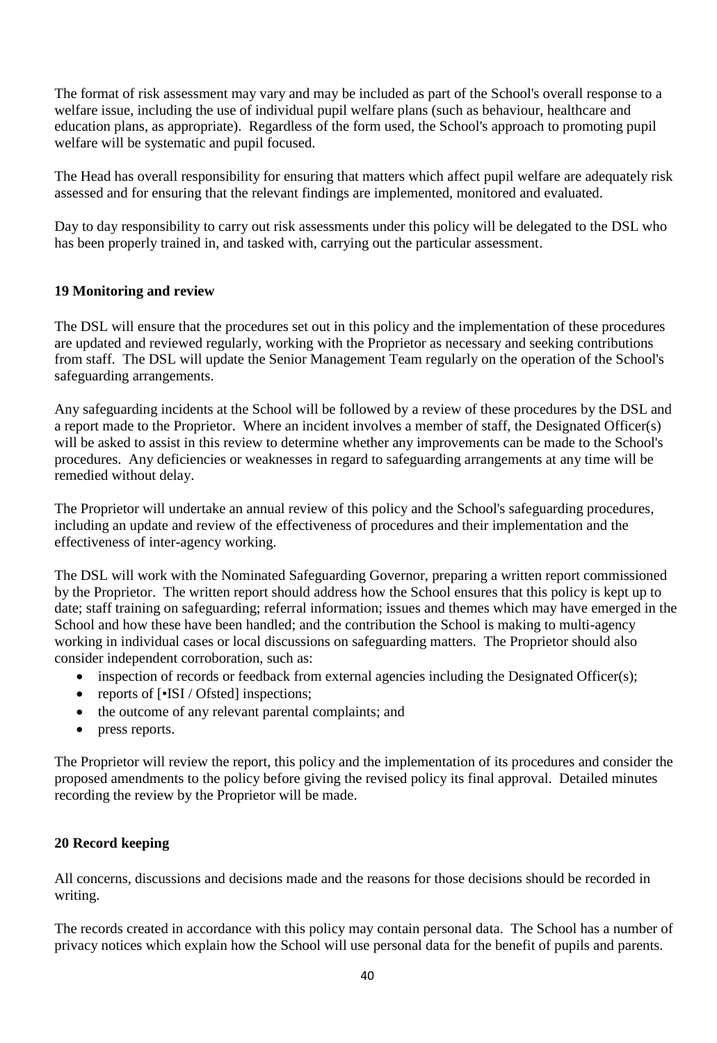The format of risk assessment may vary and may be included as part of the School's overall response to a welfare issue, including the use of individual pupil welfare plans (such as behaviour, healthcare and education plans, as appropriate). Regardless of the form used, the School's approach to promoting pupil welfare will be systematic and pupil focused.

The Head has overall responsibility for ensuring that matters which affect pupil welfare are adequately risk assessed and for ensuring that the relevant findings are implemented, monitored and evaluated.

Day to day responsibility to carry out risk assessments under this policy will be delegated to the DSL who has been properly trained in, and tasked with, carrying out the particular assessment.

## 19 Monitoring and review

The DSL will ensure that the procedures set out in this policy and the implementation of these procedures are updated and reviewed regularly, working with the Proprietor as necessary and seeking contributions from staff. The DSL will update the Senior Management Team regularly on the operation of the School's safeguarding arrangements.

Any safeguarding incidents at the School will be followed by a review of these procedures by the DSL and a report made to the Proprietor. Where an incident involves a member of staff, the Designated Officer(s) will be asked to assist in this review to determine whether any improvements can be made to the School's procedures. Any deficiencies or weaknesses in regard to safeguarding arrangements at any time will be remedied without delay.

The Proprietor will undertake an annual review of this policy and the School's safeguarding procedures, including an update and review of the effectiveness of procedures and their implementation and the effectiveness of inter-agency working.

The DSL will work with the Nominated Safeguarding Governor, preparing a written report commissioned by the Proprietor. The written report should address how the School ensures that this policy is kept up to date; staff training on safeguarding; referral information; issues and themes which may have emerged in the School and how these have been handled; and the contribution the School is making to multi-agency working in individual cases or local discussions on safeguarding matters. The Proprietor should also consider independent corroboration, such as:

- inspection of records or feedback from external agencies including the Designated Officer(s);
- reports of [•ISI / Ofsted] inspections;
- the outcome of any relevant parental complaints; and
- press reports.

The Proprietor will review the report, this policy and the implementation of its procedures and consider the proposed amendments to the policy before giving the revised policy its final approval. Detailed minutes recording the review by the Proprietor will be made.

## 20 Record keeping

All concerns, discussions and decisions made and the reasons for those decisions should be recorded in writing.

The records created in accordance with this policy may contain personal data. The School has a number of privacy notices which explain how the School will use personal data for the benefit of pupils and parents.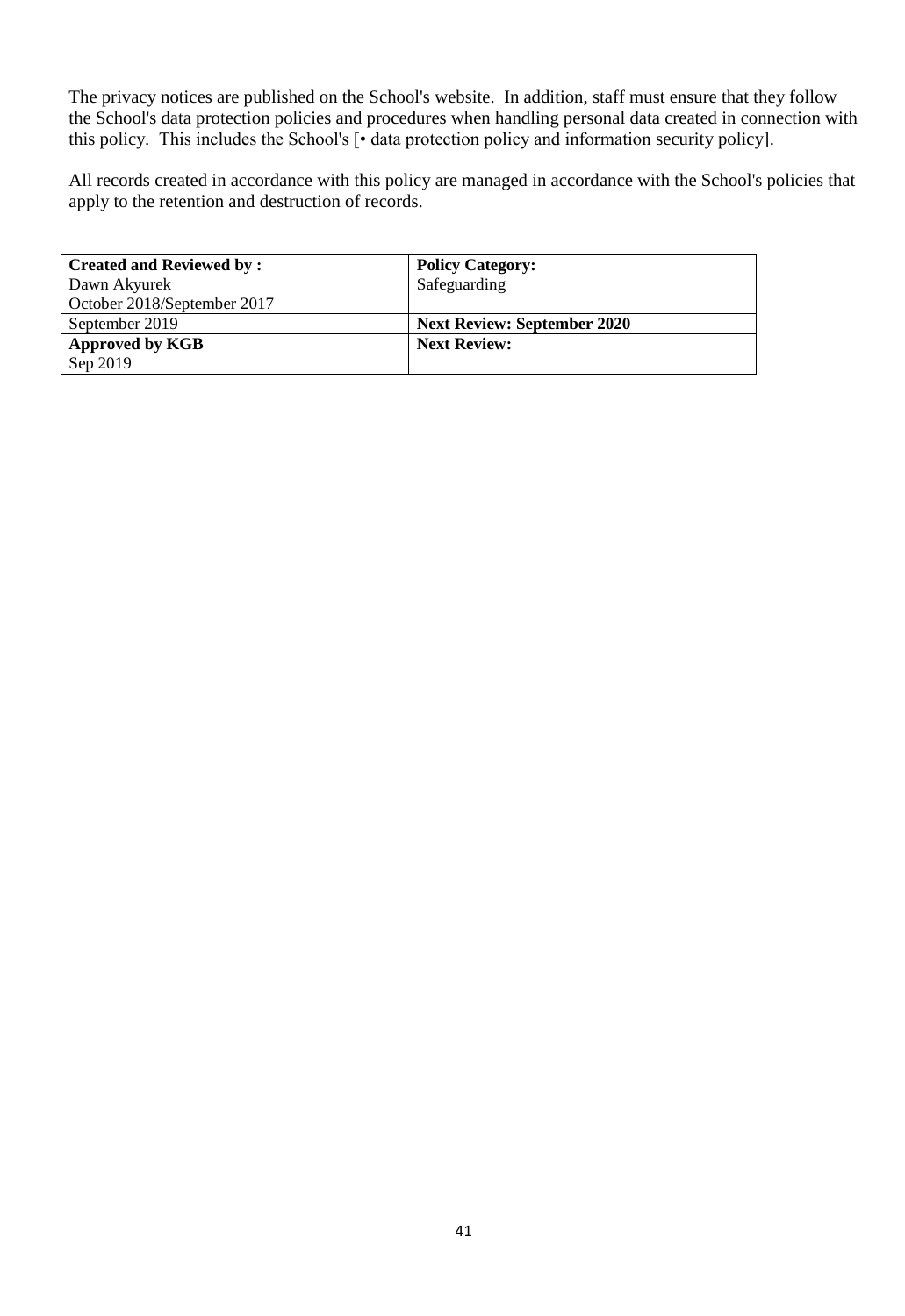The privacy notices are published on the School's website. In addition, staff must ensure that they follow the School's data protection policies and procedures when handling personal data created in connection with this policy. This includes the School's [• data protection policy and information security policy].

All records created in accordance with this policy are managed in accordance with the School's policies that apply to the retention and destruction of records.

| **Created and Reviewed by :** | **Policy Category:** |
|---|---|
| Dawn Akyurek<br>October 2018/September 2017 | Safeguarding |
| September 2019 | **Next Review: September 2020** |
| **Approved by KGB** | **Next Review:** |
| Sep 2019 | |